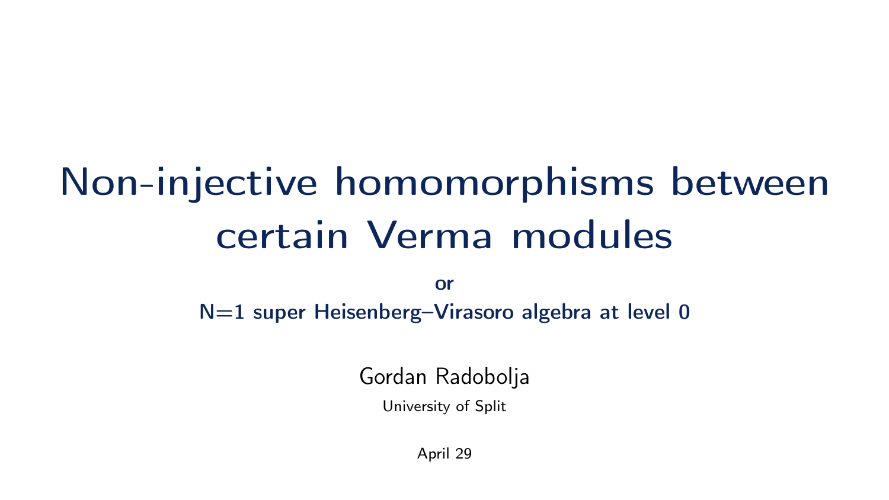# Non-injective homomorphisms between certain Verma modules

**or**

**N=1 super Heisenberg–Virasoro algebra at level 0**

Gordan Radobolja

University of Split

April 29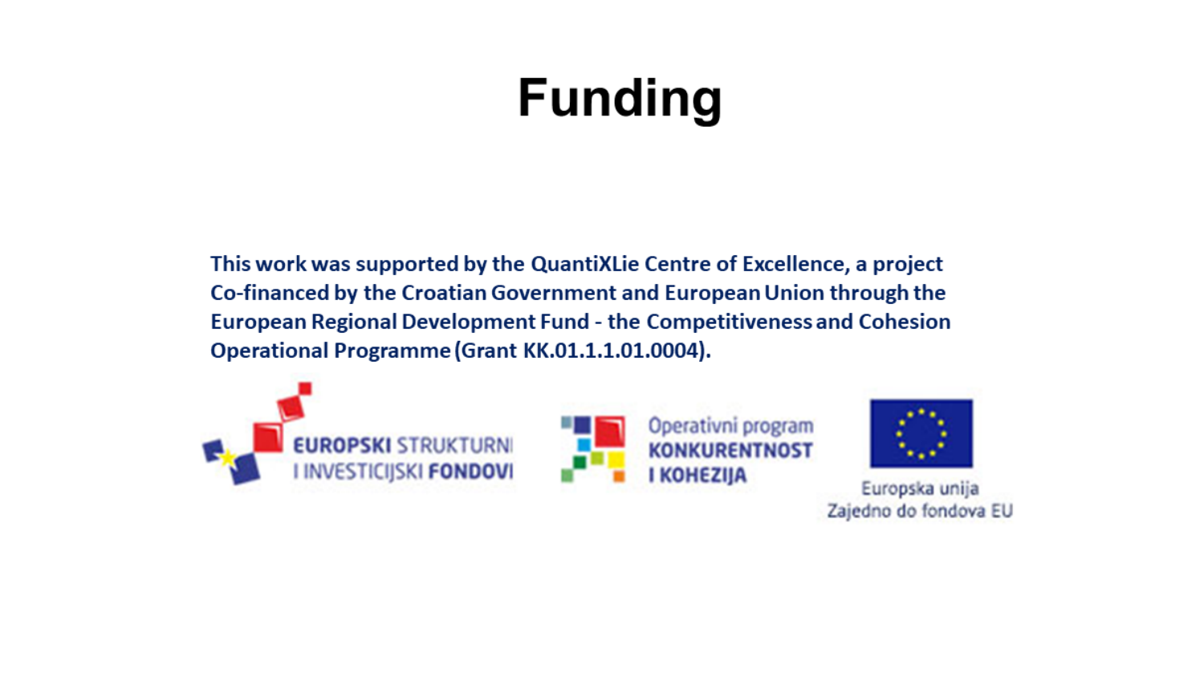# Funding

**This work was supported by the QuantiXLie Centre of Excellence, a project Co-financed by the Croatian Government and European Union through the European Regional Development Fund - the Competitiveness and Cohesion Operational Programme (Grant KK.01.1.1.01.0004).**

EUROPSKI STRUKTURNI I INVESTICIJSKI FONDOVI

Operativni program KONKURENTNOST I KOHEZIJA

Europska unija
Zajedno do fondova EU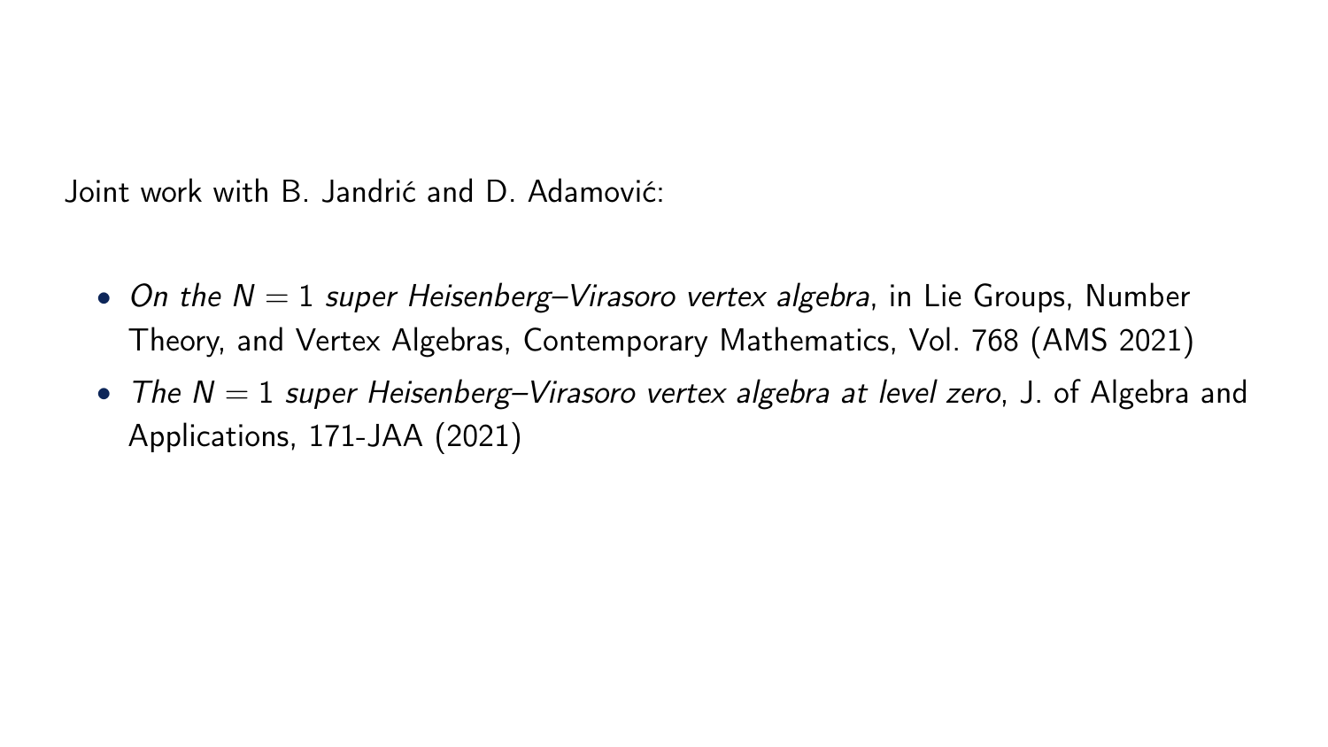Joint work with B. Jandrić and D. Adamović:

- *On the $N = 1$ super Heisenberg–Virasoro vertex algebra*, in Lie Groups, Number Theory, and Vertex Algebras, Contemporary Mathematics, Vol. 768 (AMS 2021)
- *The $N = 1$ super Heisenberg–Virasoro vertex algebra at level zero*, J. of Algebra and Applications, 171-JAA (2021)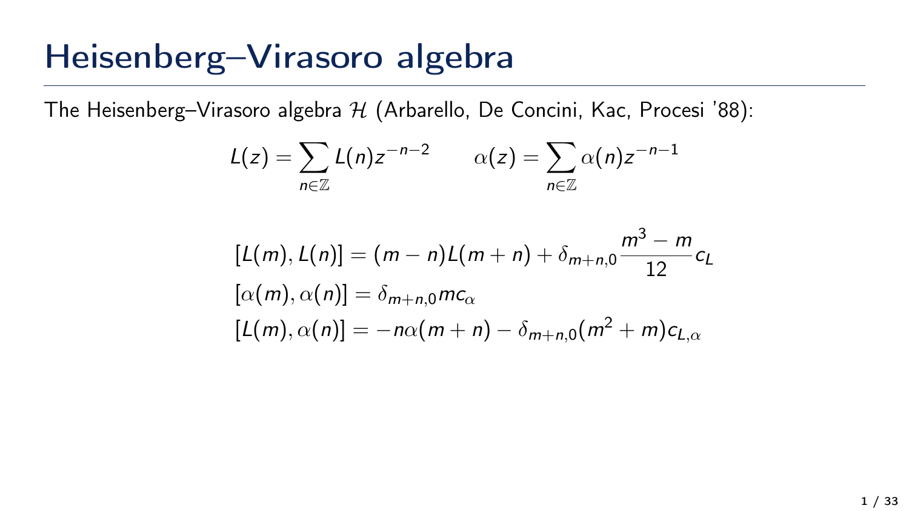# Heisenberg–Virasoro algebra

The Heisenberg–Virasoro algebra $\mathcal{H}$ (Arbarello, De Concini, Kac, Procesi '88):

$$L(z) = \sum_{n \in \mathbb{Z}} L(n) z^{-n-2} \qquad \alpha(z) = \sum_{n \in \mathbb{Z}} \alpha(n) z^{-n-1}$$

$$\begin{aligned}
[L(m), L(n)] &= (m-n)L(m+n) + \delta_{m+n,0} \frac{m^3 - m}{12} c_L \\
[\alpha(m), \alpha(n)] &= \delta_{m+n,0} m c_\alpha \\
[L(m), \alpha(n)] &= -n\alpha(m+n) - \delta_{m+n,0}(m^2 + m) c_{L,\alpha}
\end{aligned}$$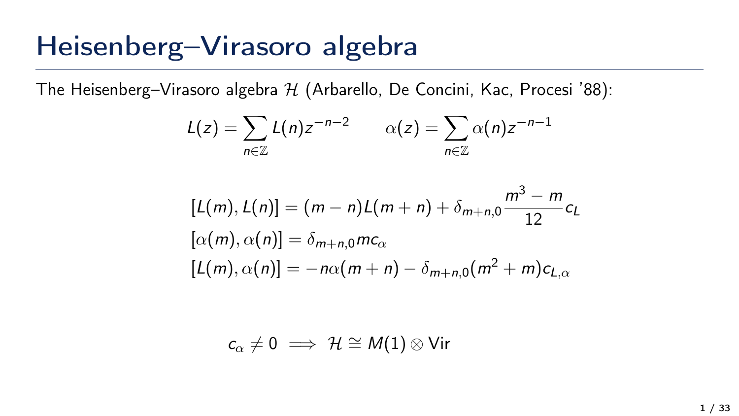# Heisenberg–Virasoro algebra

The Heisenberg–Virasoro algebra $\mathcal{H}$ (Arbarello, De Concini, Kac, Procesi '88):

$$L(z) = \sum_{n \in \mathbb{Z}} L(n) z^{-n-2} \qquad \alpha(z) = \sum_{n \in \mathbb{Z}} \alpha(n) z^{-n-1}$$

$$\begin{aligned}
[L(m), L(n)] &= (m-n)L(m+n) + \delta_{m+n,0} \frac{m^3 - m}{12} c_L \\
[\alpha(m), \alpha(n)] &= \delta_{m+n,0} m c_\alpha \\
[L(m), \alpha(n)] &= -n\alpha(m+n) - \delta_{m+n,0}(m^2 + m) c_{L,\alpha}
\end{aligned}$$

$$c_\alpha \neq 0 \implies \mathcal{H} \cong M(1) \otimes \mathrm{Vir}$$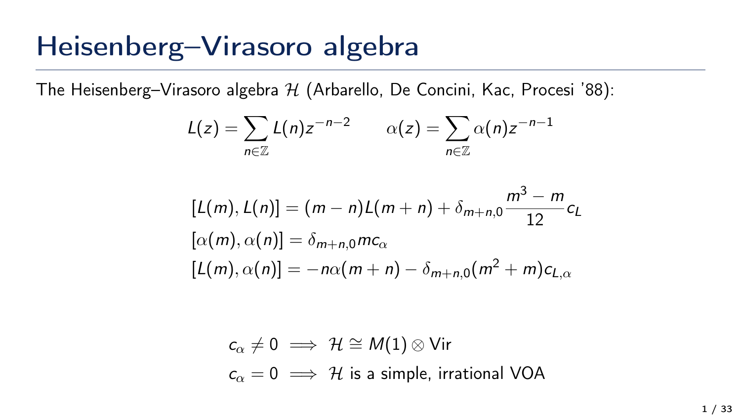# Heisenberg–Virasoro algebra

The Heisenberg–Virasoro algebra $\mathcal{H}$ (Arbarello, De Concini, Kac, Procesi '88):

$$L(z) = \sum_{n \in \mathbb{Z}} L(n) z^{-n-2} \qquad \alpha(z) = \sum_{n \in \mathbb{Z}} \alpha(n) z^{-n-1}$$

$$\begin{aligned}
[L(m), L(n)] &= (m-n)L(m+n) + \delta_{m+n,0} \frac{m^3 - m}{12} c_L \\
[\alpha(m), \alpha(n)] &= \delta_{m+n,0} m c_\alpha \\
[L(m), \alpha(n)] &= -n\alpha(m+n) - \delta_{m+n,0}(m^2 + m) c_{L,\alpha}
\end{aligned}$$

$$\begin{aligned}
c_\alpha \neq 0 &\implies \mathcal{H} \cong M(1) \otimes \mathrm{Vir} \\
c_\alpha = 0 &\implies \mathcal{H} \text{ is a simple, irrational VOA}
\end{aligned}$$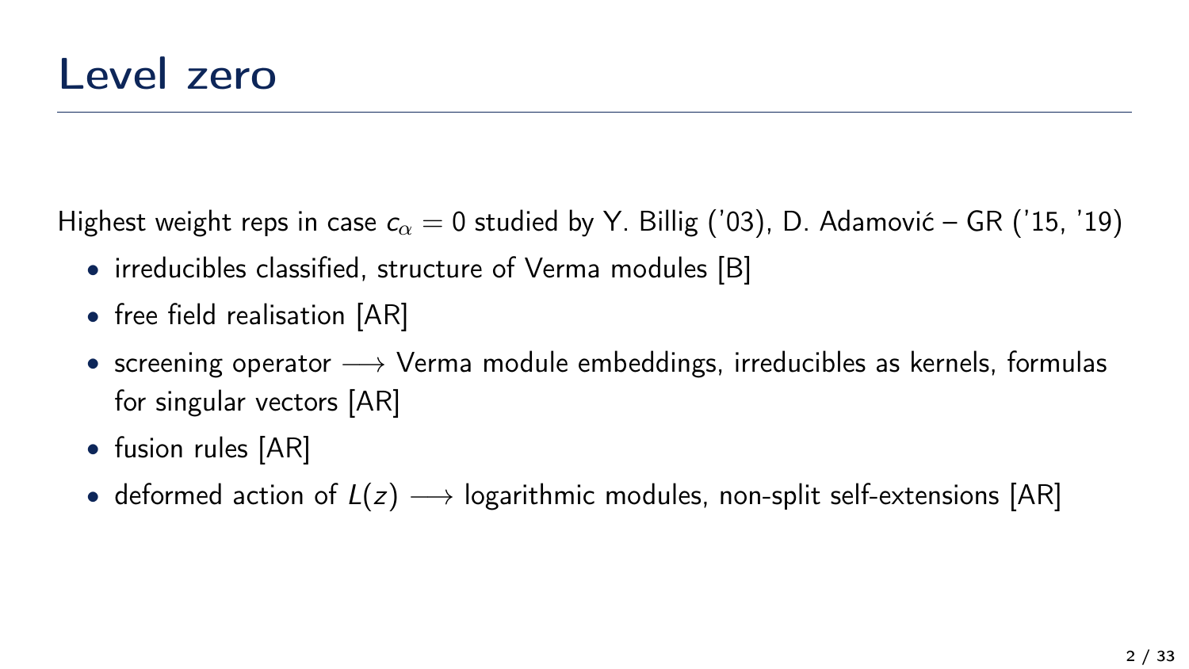# Level zero

Highest weight reps in case $c_\alpha = 0$ studied by Y. Billig ('03), D. Adamović – GR ('15, '19)

- irreducibles classified, structure of Verma modules [B]
- free field realisation [AR]
- screening operator $\longrightarrow$ Verma module embeddings, irreducibles as kernels, formulas for singular vectors [AR]
- fusion rules [AR]
- deformed action of $L(z)$ $\longrightarrow$ logarithmic modules, non-split self-extensions [AR]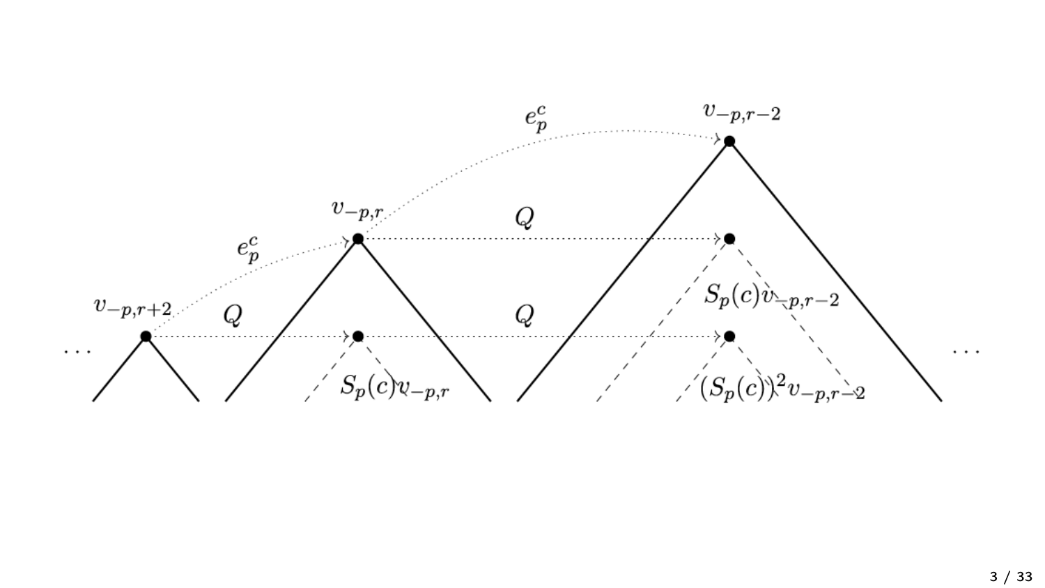$e_p^c$ $v_{-p,r-2}$

$v_{-p,r}$ $Q$

$e_p^c$

$S_p(c)v_{-p,r-2}$

$v_{-p,r+2}$ $Q$ $Q$

$\cdots$ $\cdots$

$S_p(c)v_{-p,r}$ $(S_p(c))^2 v_{-p,r-2}$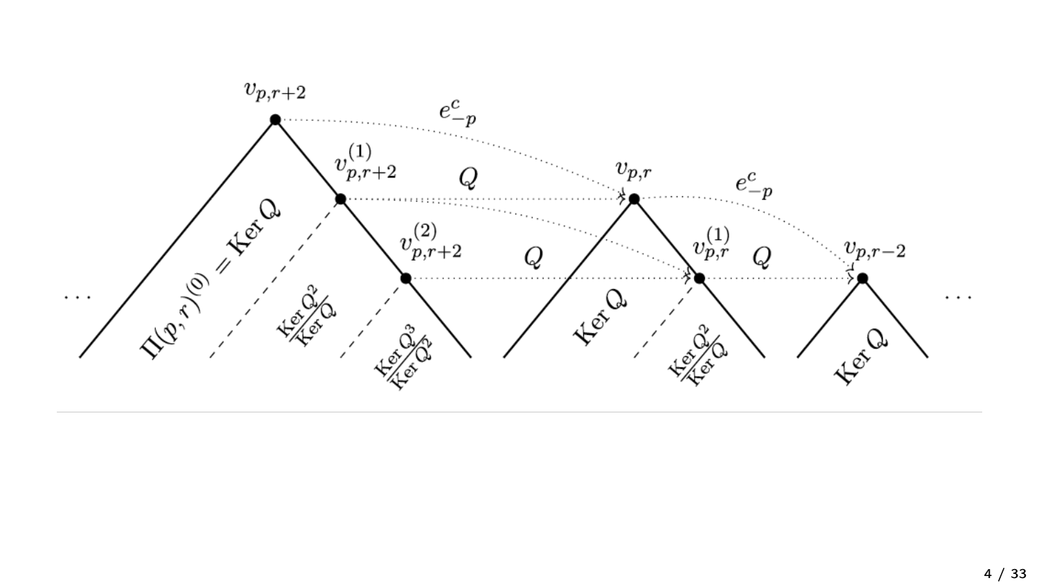$v_{p,r+2}$

$e^c_{-p}$

$v^{(1)}_{p,r+2}$

$Q$

$v_{p,r}$

$e^c_{-p}$

$v^{(2)}_{p,r+2}$

$Q$

$v^{(1)}_{p,r}$

$Q$

$v_{p,r-2}$

$\cdots$

$\Pi(p,r)(0) = \operatorname{Ker} Q$

$\frac{\operatorname{Ker} Q^2}{\operatorname{Ker} Q}$

$\frac{\operatorname{Ker} Q^3}{\operatorname{Ker} Q^2}$

$\operatorname{Ker} Q$

$\frac{\operatorname{Ker} Q^2}{\operatorname{Ker} Q}$

$\operatorname{Ker} Q$

$\cdots$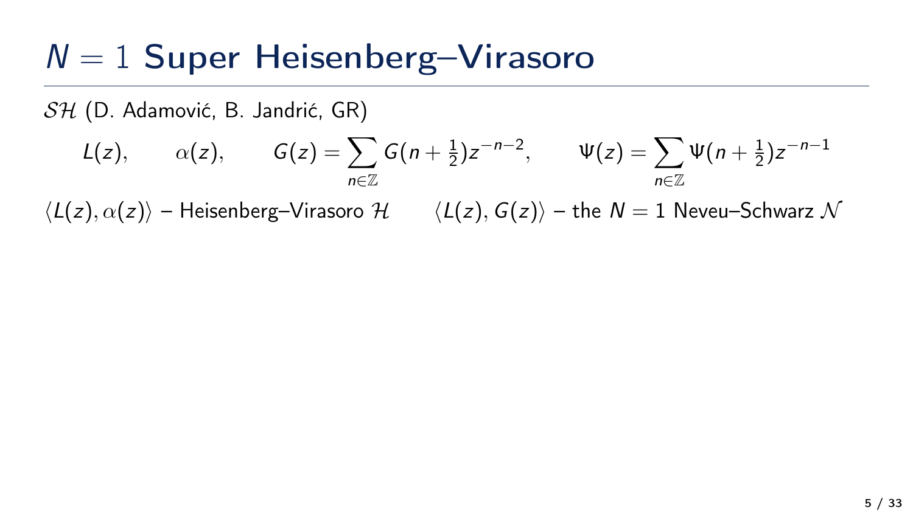# $N = 1$ Super Heisenberg–Virasoro

$\mathcal{SH}$ (D. Adamović, B. Jandrić, GR)

$$L(z), \qquad \alpha(z), \qquad G(z) = \sum_{n \in \mathbb{Z}} G(n + \tfrac{1}{2}) z^{-n-2}, \qquad \Psi(z) = \sum_{n \in \mathbb{Z}} \Psi(n + \tfrac{1}{2}) z^{-n-1}$$

$\langle L(z), \alpha(z) \rangle$ – Heisenberg–Virasoro $\mathcal{H}$ $\qquad \langle L(z), G(z) \rangle$ – the $N = 1$ Neveu–Schwarz $\mathcal{N}$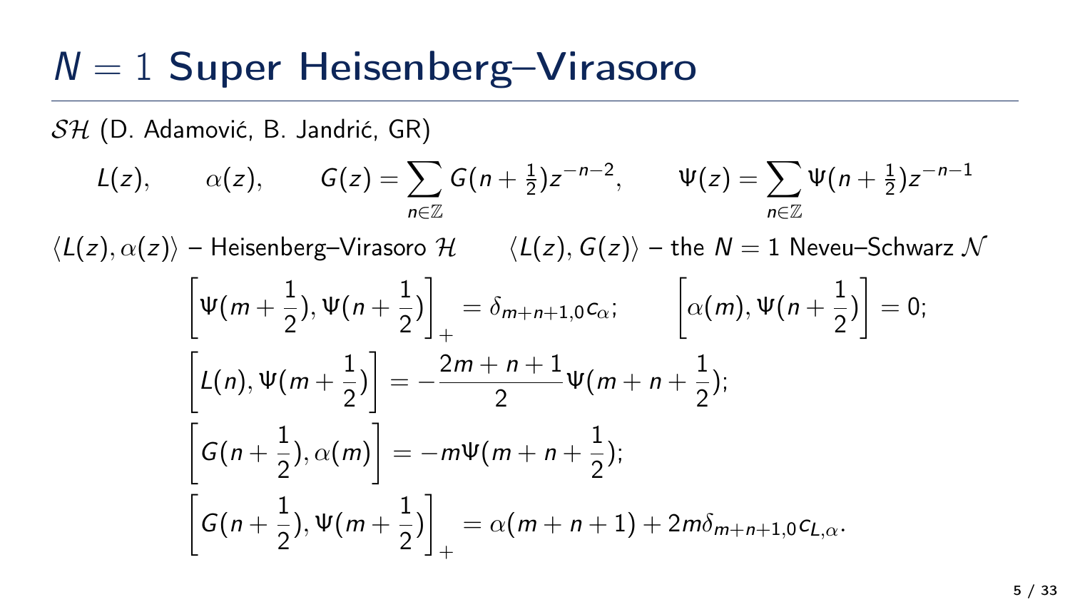# $N=1$ Super Heisenberg–Virasoro

$\mathcal{SH}$ (D. Adamović, B. Jandrić, GR)

$$L(z), \qquad \alpha(z), \qquad G(z)=\sum_{n\in\mathbb{Z}} G(n+\tfrac{1}{2})z^{-n-2}, \qquad \Psi(z)=\sum_{n\in\mathbb{Z}} \Psi(n+\tfrac{1}{2})z^{-n-1}$$

$\langle L(z), \alpha(z)\rangle$ – Heisenberg–Virasoro $\mathcal{H}$ $\qquad$ $\langle L(z), G(z)\rangle$ – the $N=1$ Neveu–Schwarz $\mathcal{N}$

$$\left[\Psi(m+\frac{1}{2}), \Psi(n+\frac{1}{2})\right]_{+} = \delta_{m+n+1,0}c_{\alpha}; \qquad \left[\alpha(m), \Psi(n+\frac{1}{2})\right] = 0;$$

$$\left[L(n), \Psi(m+\frac{1}{2})\right] = -\frac{2m+n+1}{2}\Psi(m+n+\frac{1}{2});$$

$$\left[G(n+\frac{1}{2}), \alpha(m)\right] = -m\Psi(m+n+\frac{1}{2});$$

$$\left[G(n+\frac{1}{2}), \Psi(m+\frac{1}{2})\right]_{+} = \alpha(m+n+1) + 2m\delta_{m+n+1,0}c_{L,\alpha}.$$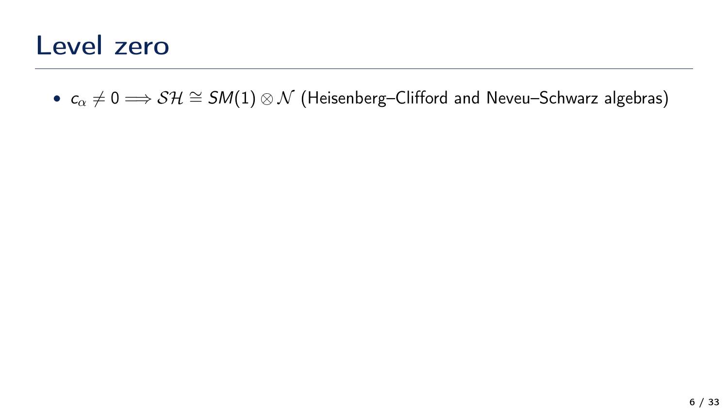# Level zero

- $c_\alpha \neq 0 \Longrightarrow \mathcal{SH} \cong SM(1) \otimes \mathcal{N}$ (Heisenberg–Clifford and Neveu–Schwarz algebras)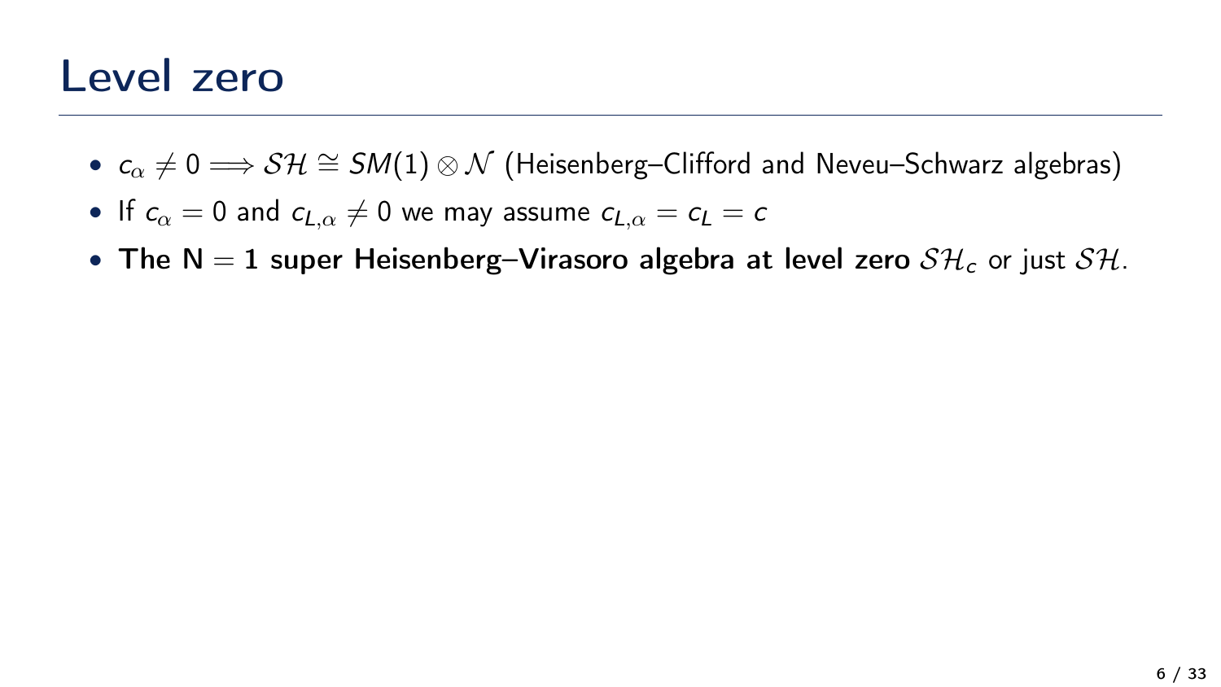# Level zero

- $c_\alpha \neq 0 \Longrightarrow \mathcal{SH} \cong SM(1) \otimes \mathcal{N}$ (Heisenberg–Clifford and Neveu–Schwarz algebras)
- If $c_\alpha = 0$ and $c_{L,\alpha} \neq 0$ we may assume $c_{L,\alpha} = c_L = c$
- **The N = 1 super Heisenberg–Virasoro algebra at level zero** $\mathcal{SH}_c$ or just $\mathcal{SH}$.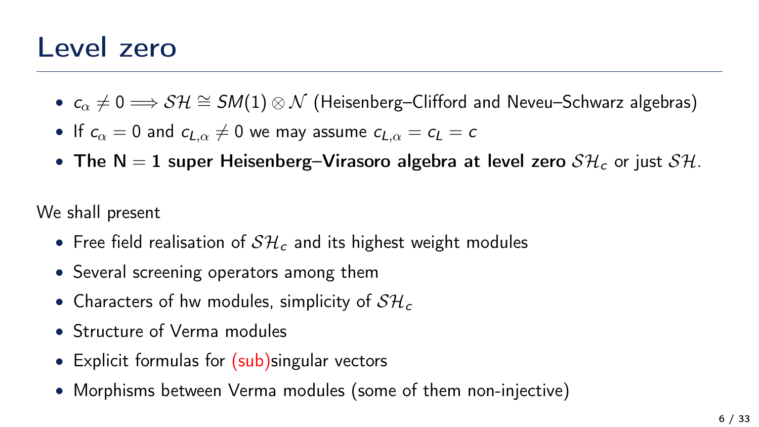# Level zero

- $c_\alpha \neq 0 \Longrightarrow \mathcal{SH} \cong SM(1) \otimes \mathcal{N}$ (Heisenberg–Clifford and Neveu–Schwarz algebras)
- If $c_\alpha = 0$ and $c_{L,\alpha} \neq 0$ we may assume $c_{L,\alpha} = c_L = c$
- **The N = 1 super Heisenberg–Virasoro algebra at level zero** $\mathcal{SH}_c$ or just $\mathcal{SH}$.

We shall present

- Free field realisation of $\mathcal{SH}_c$ and its highest weight modules
- Several screening operators among them
- Characters of hw modules, simplicity of $\mathcal{SH}_c$
- Structure of Verma modules
- Explicit formulas for (sub)singular vectors
- Morphisms between Verma modules (some of them non-injective)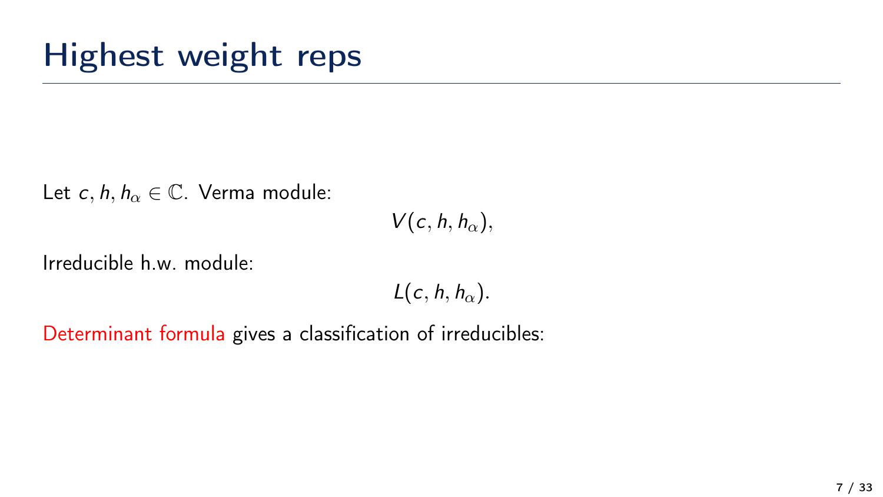# Highest weight reps

Let $c, h, h_\alpha \in \mathbb{C}$. Verma module:

$$V(c, h, h_\alpha),$$

Irreducible h.w. module:

$$L(c, h, h_\alpha).$$

Determinant formula gives a classification of irreducibles: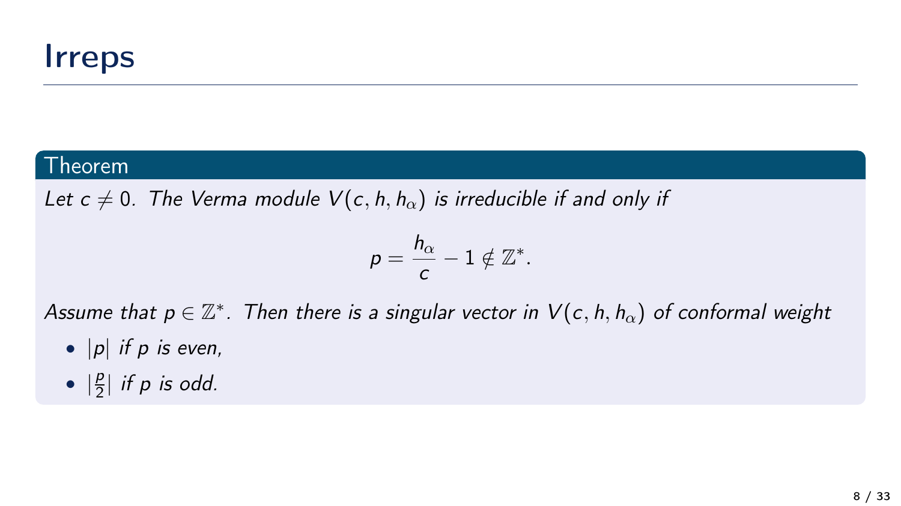# Irreps

**Theorem**

*Let $c \neq 0$. The Verma module $V(c, h, h_\alpha)$ is irreducible if and only if*

$$p = \frac{h_\alpha}{c} - 1 \notin \mathbb{Z}^*.$$

*Assume that $p \in \mathbb{Z}^*$. Then there is a singular vector in $V(c, h, h_\alpha)$ of conformal weight*

- *$|p|$ if $p$ is even,*
- *$|\frac{p}{2}|$ if $p$ is odd.*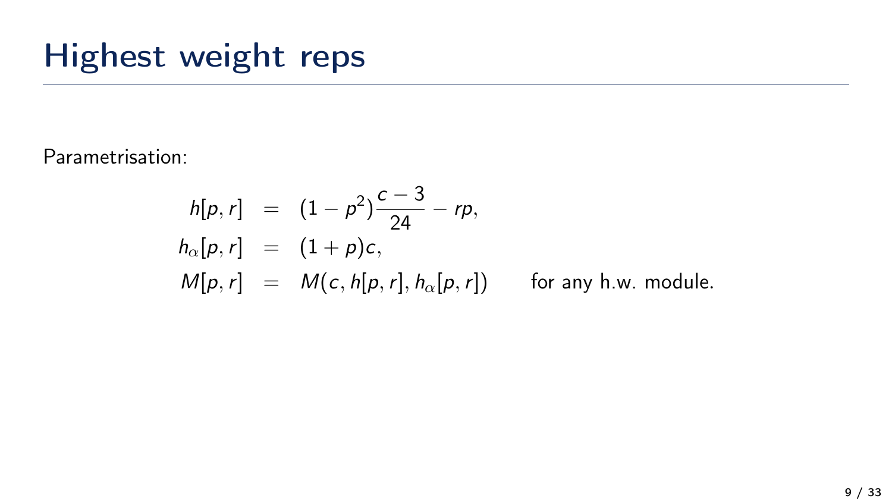# Highest weight reps

Parametrisation:

$$
\begin{aligned}
h[p,r] &= (1-p^2)\frac{c-3}{24} - rp, \\
h_\alpha[p,r] &= (1+p)c, \\
M[p,r] &= M(c, h[p,r], h_\alpha[p,r]) \qquad \text{for any h.w. module.}
\end{aligned}
$$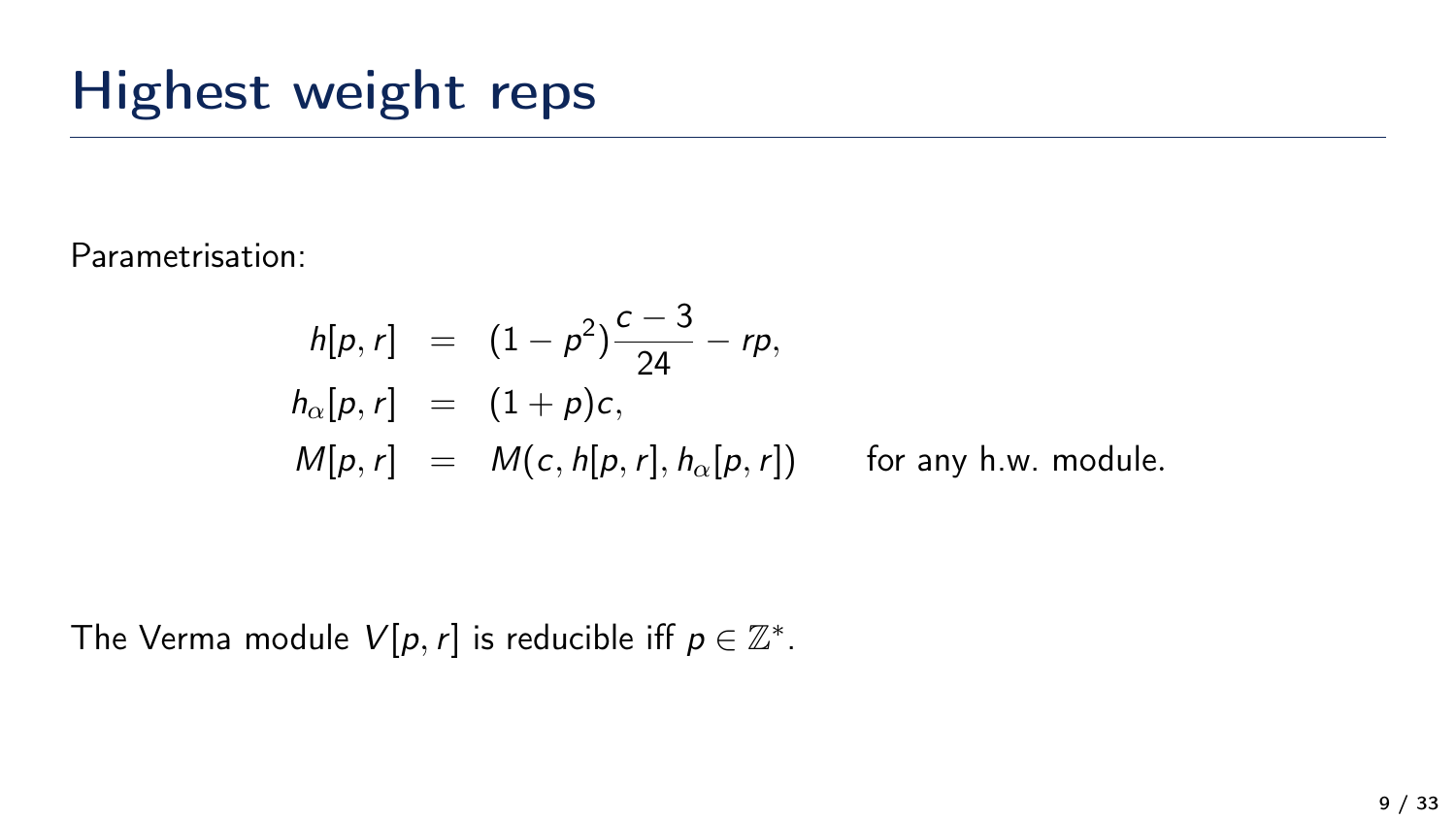# Highest weight reps

Parametrisation:

$$
\begin{aligned}
h[p,r] &= (1-p^2)\frac{c-3}{24} - rp, \\
h_\alpha[p,r] &= (1+p)c, \\
M[p,r] &= M(c, h[p,r], h_\alpha[p,r]) \qquad \text{for any h.w. module.}
\end{aligned}
$$

The Verma module $V[p,r]$ is reducible iff $p \in \mathbb{Z}^*$.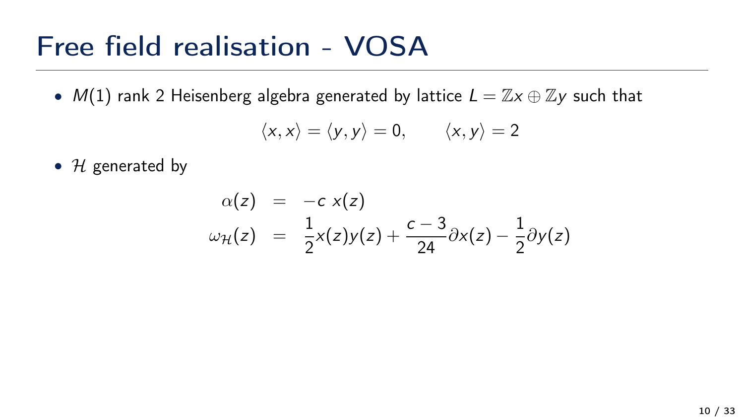# Free field realisation - VOSA

- $M(1)$ rank 2 Heisenberg algebra generated by lattice $L = \mathbb{Z}x \oplus \mathbb{Z}y$ such that

$$\langle x, x \rangle = \langle y, y \rangle = 0, \qquad \langle x, y \rangle = 2$$

- $\mathcal{H}$ generated by

$$\begin{aligned}
\alpha(z) &= -c\ x(z) \\
\omega_{\mathcal{H}}(z) &= \frac{1}{2}x(z)y(z) + \frac{c-3}{24}\partial x(z) - \frac{1}{2}\partial y(z)
\end{aligned}$$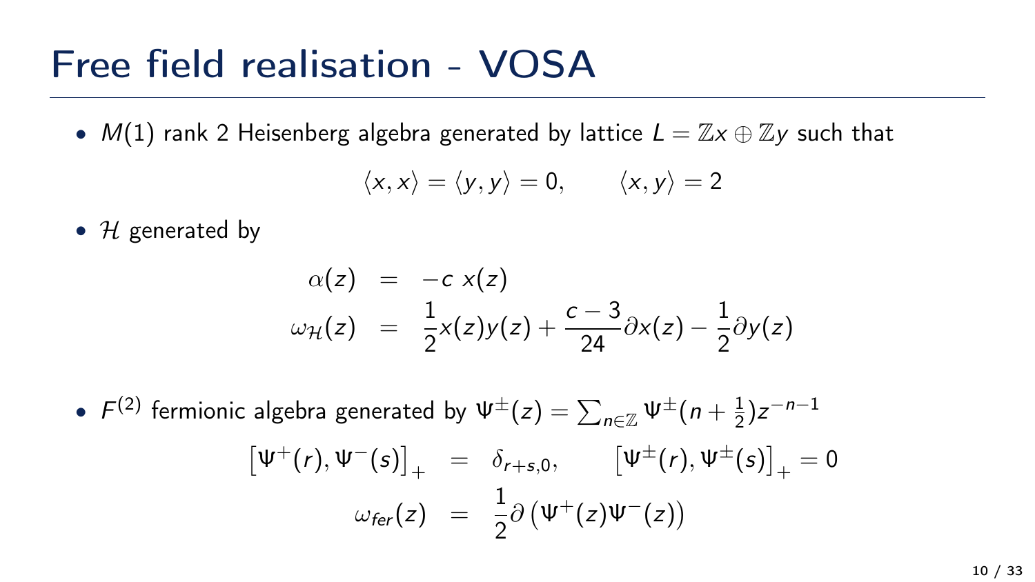# Free field realisation - VOSA

- $M(1)$ rank 2 Heisenberg algebra generated by lattice $L = \mathbb{Z}x \oplus \mathbb{Z}y$ such that

$$\langle x, x\rangle = \langle y, y\rangle = 0, \qquad \langle x, y\rangle = 2$$

- $\mathcal{H}$ generated by

$$\begin{aligned} \alpha(z) &= -c\ x(z) \\ \omega_{\mathcal{H}}(z) &= \frac{1}{2}x(z)y(z) + \frac{c-3}{24}\partial x(z) - \frac{1}{2}\partial y(z) \end{aligned}$$

- $F^{(2)}$ fermionic algebra generated by $\Psi^{\pm}(z) = \sum_{n\in\mathbb{Z}} \Psi^{\pm}(n+\frac{1}{2})z^{-n-1}$

$$\begin{aligned} \left[\Psi^{+}(r), \Psi^{-}(s)\right]_{+} &= \delta_{r+s,0}, \qquad \left[\Psi^{\pm}(r), \Psi^{\pm}(s)\right]_{+} = 0 \\ \omega_{fer}(z) &= \frac{1}{2}\partial\left(\Psi^{+}(z)\Psi^{-}(z)\right) \end{aligned}$$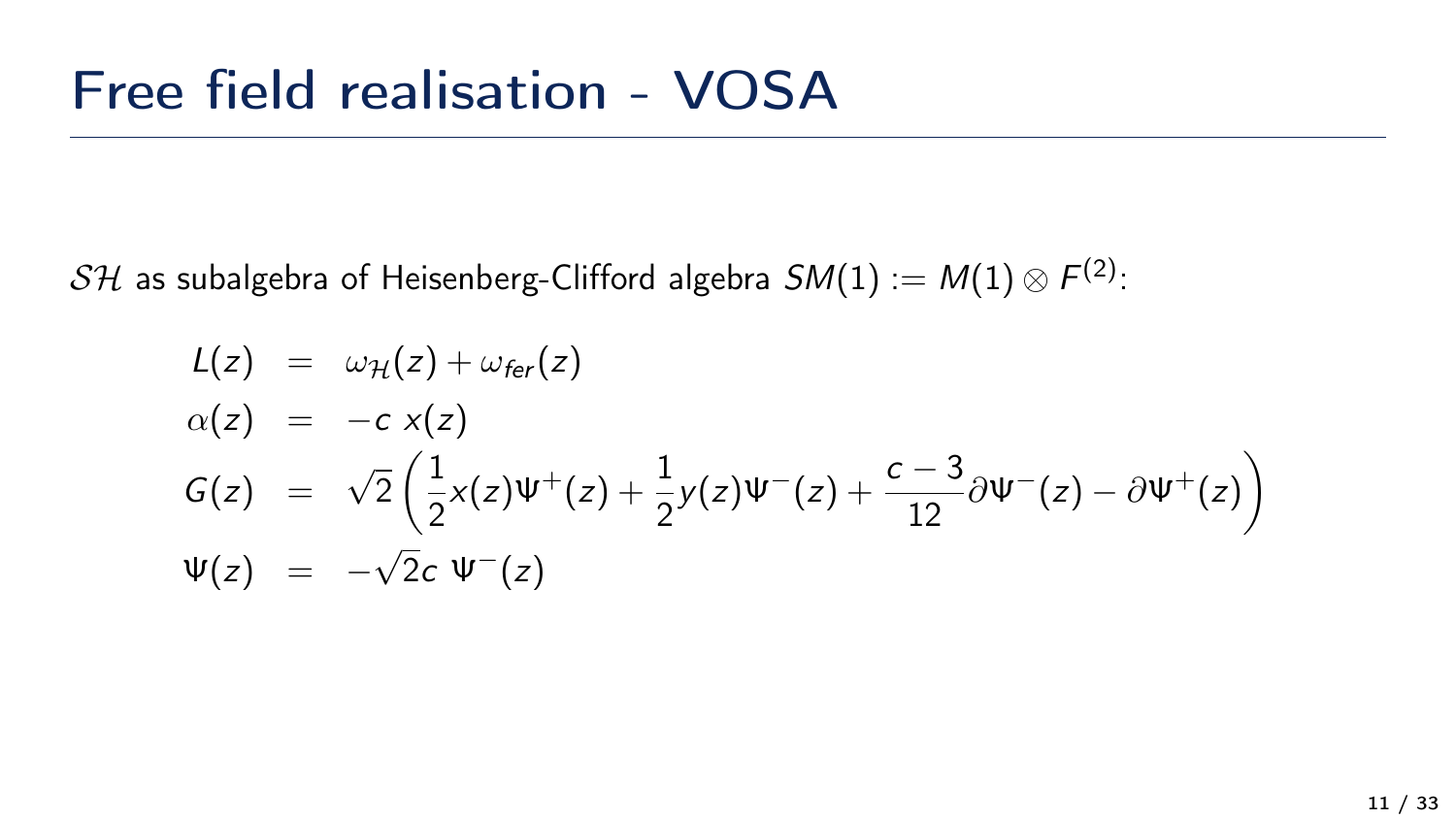# Free field realisation - VOSA

$\mathcal{SH}$ as subalgebra of Heisenberg-Clifford algebra $SM(1) := M(1) \otimes F^{(2)}$:

$$
\begin{aligned}
L(z) &= \omega_{\mathcal{H}}(z) + \omega_{fer}(z) \\
\alpha(z) &= -c\ x(z) \\
G(z) &= \sqrt{2}\left(\frac{1}{2}x(z)\Psi^{+}(z) + \frac{1}{2}y(z)\Psi^{-}(z) + \frac{c-3}{12}\partial\Psi^{-}(z) - \partial\Psi^{+}(z)\right) \\
\Psi(z) &= -\sqrt{2}c\ \Psi^{-}(z)
\end{aligned}
$$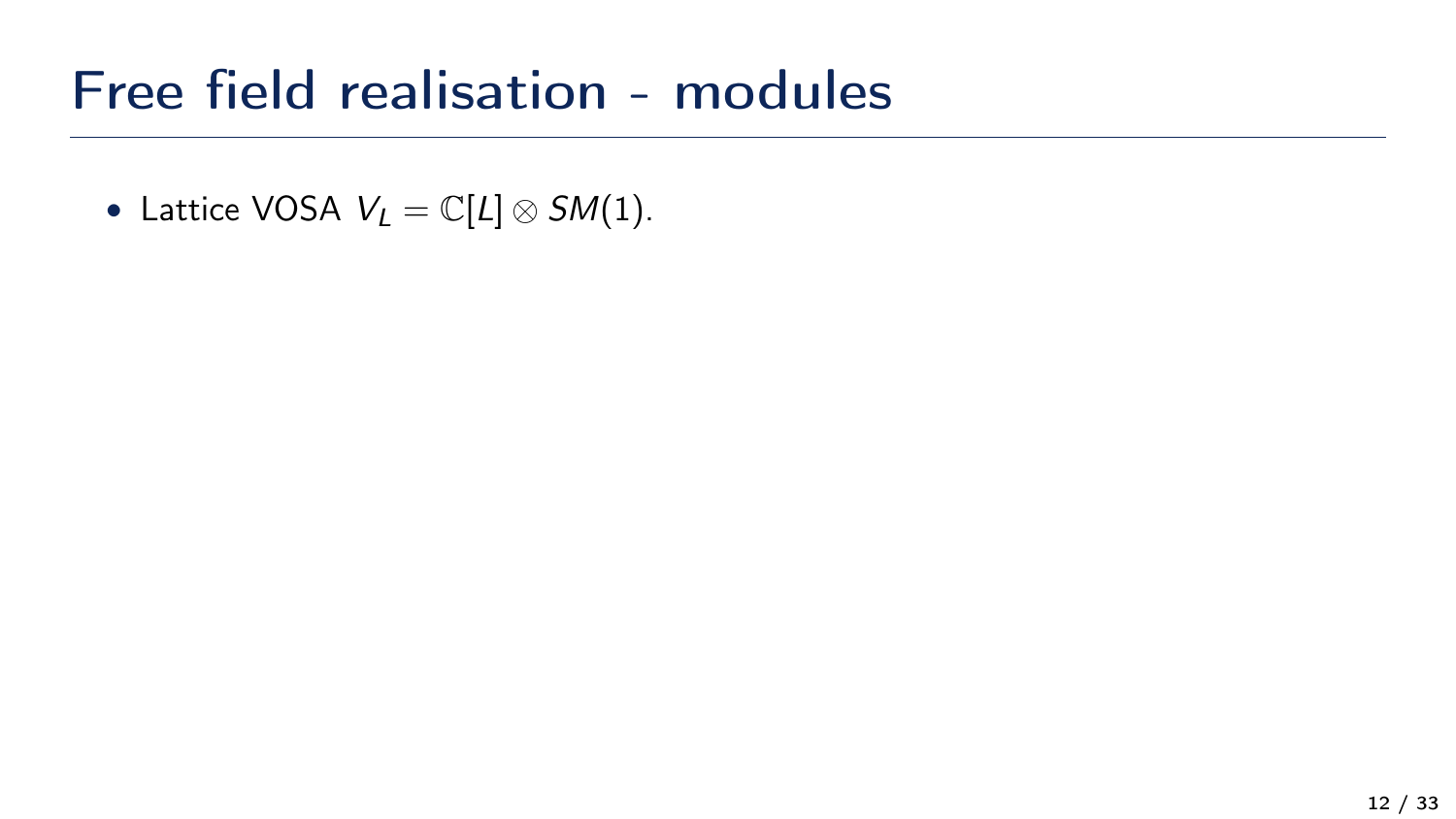# Free field realisation - modules

- Lattice VOSA $V_L = \mathbb{C}[L] \otimes SM(1)$.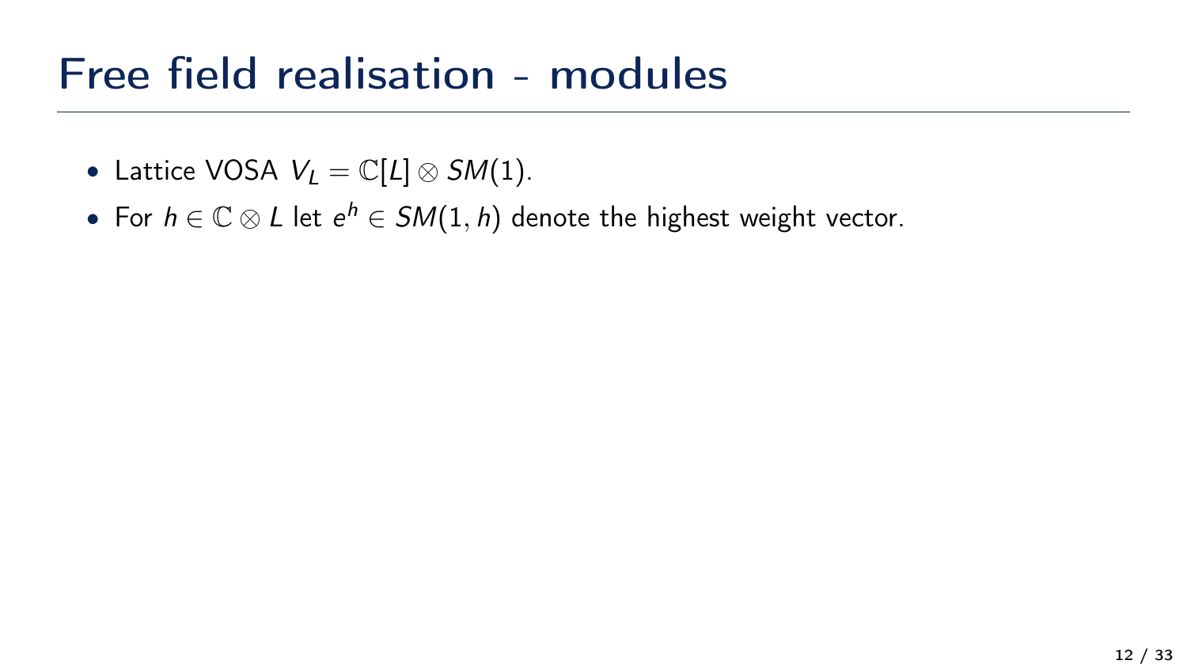# Free field realisation - modules

- Lattice VOSA $V_L = \mathbb{C}[L] \otimes SM(1)$.
- For $h \in \mathbb{C} \otimes L$ let $e^h \in SM(1, h)$ denote the highest weight vector.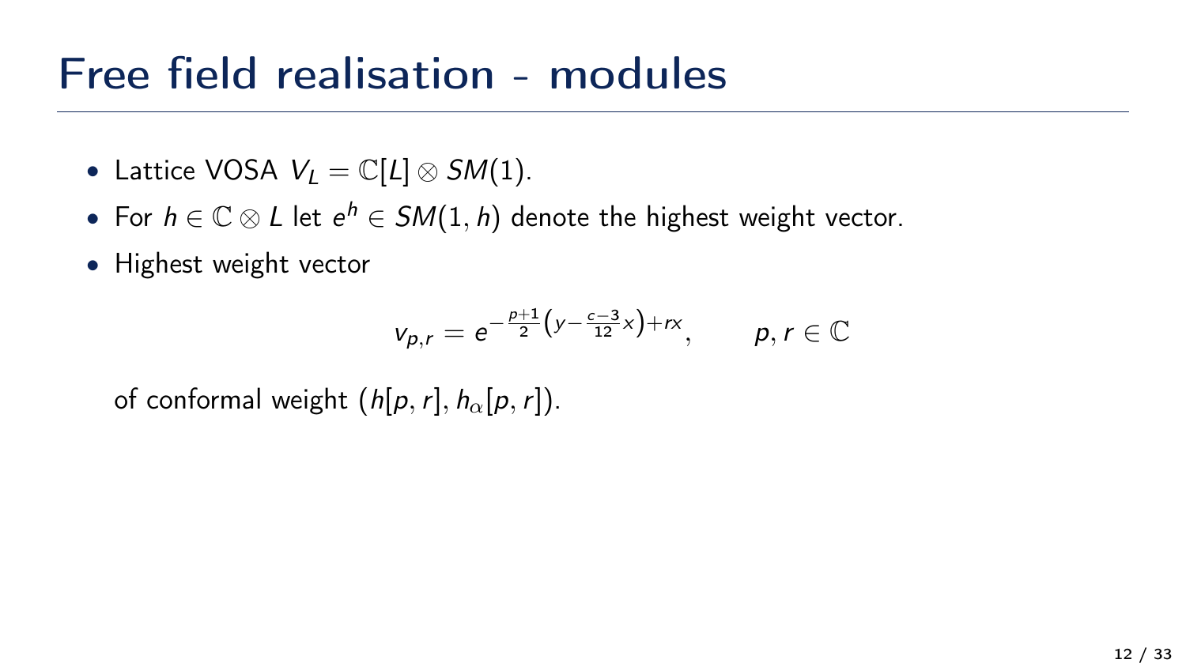# Free field realisation - modules

- Lattice VOSA $V_L = \mathbb{C}[L] \otimes SM(1)$.
- For $h \in \mathbb{C} \otimes L$ let $e^h \in SM(1, h)$ denote the highest weight vector.
- Highest weight vector

$$v_{p,r} = e^{-\frac{p+1}{2}\left(y - \frac{c-3}{12}x\right) + rx}, \qquad p, r \in \mathbb{C}$$

of conformal weight $(h[p,r], h_\alpha[p,r])$.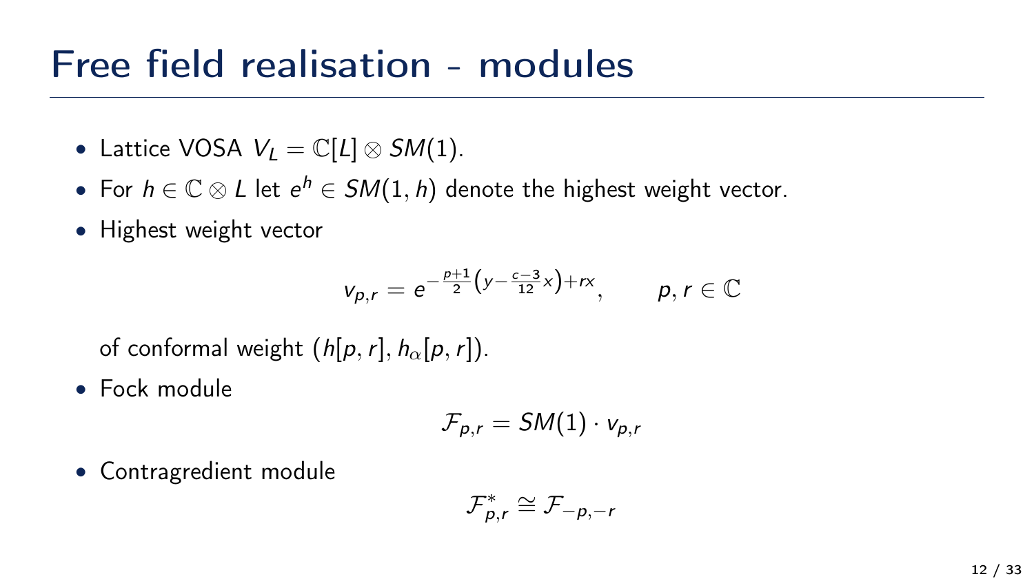# Free field realisation - modules

- Lattice VOSA $V_L = \mathbb{C}[L] \otimes SM(1)$.
- For $h \in \mathbb{C} \otimes L$ let $e^h \in SM(1,h)$ denote the highest weight vector.
- Highest weight vector

$$v_{p,r} = e^{-\frac{p+1}{2}\left(y - \frac{c-3}{12}x\right) + rx}, \qquad p, r \in \mathbb{C}$$

  of conformal weight $(h[p,r], h_\alpha[p,r])$.
- Fock module

$$\mathcal{F}_{p,r} = SM(1) \cdot v_{p,r}$$

- Contragredient module

$$\mathcal{F}_{p,r}^* \cong \mathcal{F}_{-p,-r}$$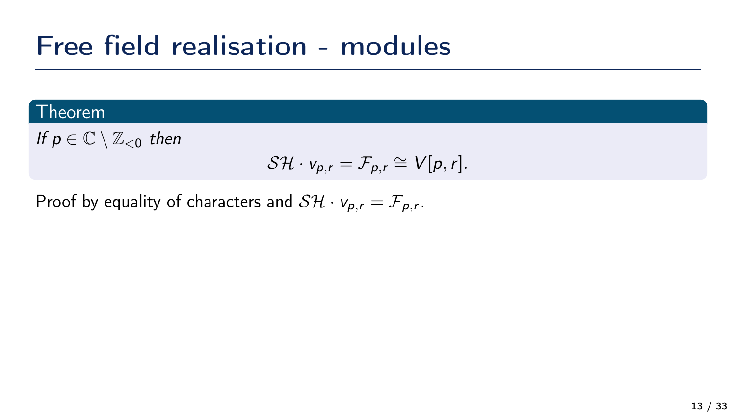# Free field realisation - modules

**Theorem**

*If $p \in \mathbb{C} \setminus \mathbb{Z}_{<0}$ then*

$$\mathcal{SH} \cdot v_{p,r} = \mathcal{F}_{p,r} \cong V[p,r].$$

Proof by equality of characters and $\mathcal{SH} \cdot v_{p,r} = \mathcal{F}_{p,r}$.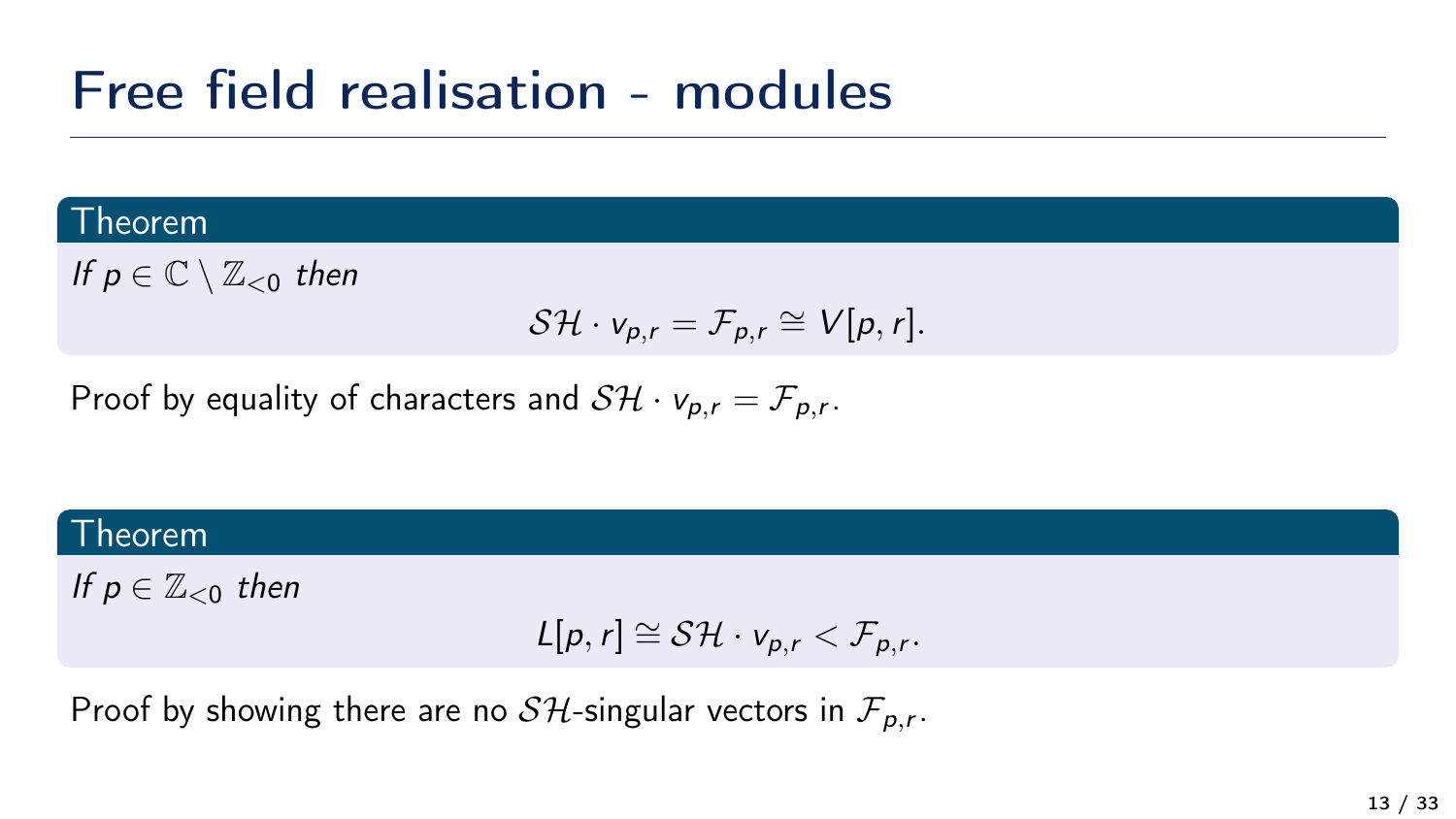# Free field realisation - modules

**Theorem**

*If $p \in \mathbb{C} \setminus \mathbb{Z}_{<0}$ then*

$$\mathcal{SH} \cdot v_{p,r} = \mathcal{F}_{p,r} \cong V[p,r].$$

Proof by equality of characters and $\mathcal{SH} \cdot v_{p,r} = \mathcal{F}_{p,r}$.

**Theorem**

*If $p \in \mathbb{Z}_{<0}$ then*

$$L[p,r] \cong \mathcal{SH} \cdot v_{p,r} < \mathcal{F}_{p,r}.$$

Proof by showing there are no $\mathcal{SH}$-singular vectors in $\mathcal{F}_{p,r}$.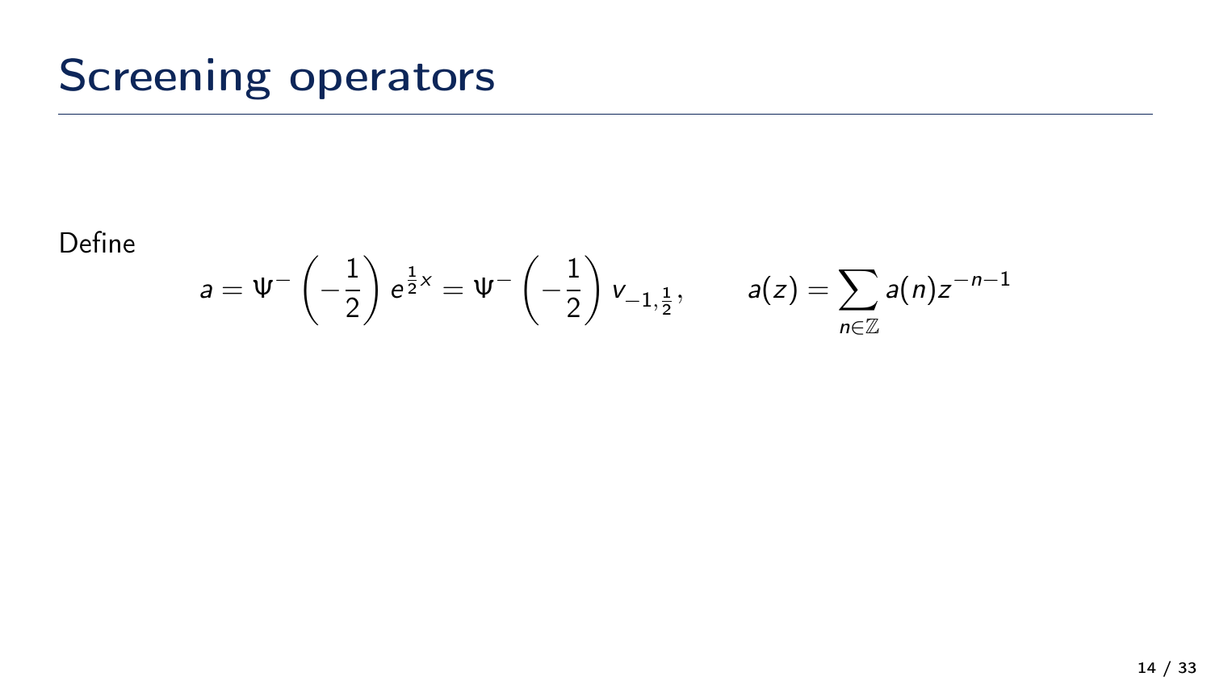# Screening operators

Define

$$a = \Psi^{-}\left(-\frac{1}{2}\right) e^{\frac{1}{2}x} = \Psi^{-}\left(-\frac{1}{2}\right) v_{-1,\frac{1}{2}}, \qquad a(z) = \sum_{n \in \mathbb{Z}} a(n) z^{-n-1}$$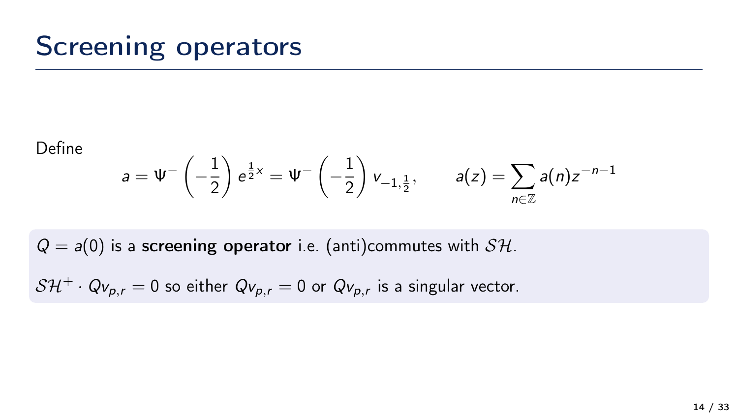# Screening operators

Define

$$a = \Psi^- \left(-\frac{1}{2}\right) e^{\frac{1}{2}x} = \Psi^- \left(-\frac{1}{2}\right) v_{-1,\frac{1}{2}}, \qquad a(z) = \sum_{n \in \mathbb{Z}} a(n) z^{-n-1}$$

$Q = a(0)$ is a **screening operator** i.e. (anti)commutes with $\mathcal{SH}$.

$\mathcal{SH}^+ \cdot Q v_{p,r} = 0$ so either $Q v_{p,r} = 0$ or $Q v_{p,r}$ is a singular vector.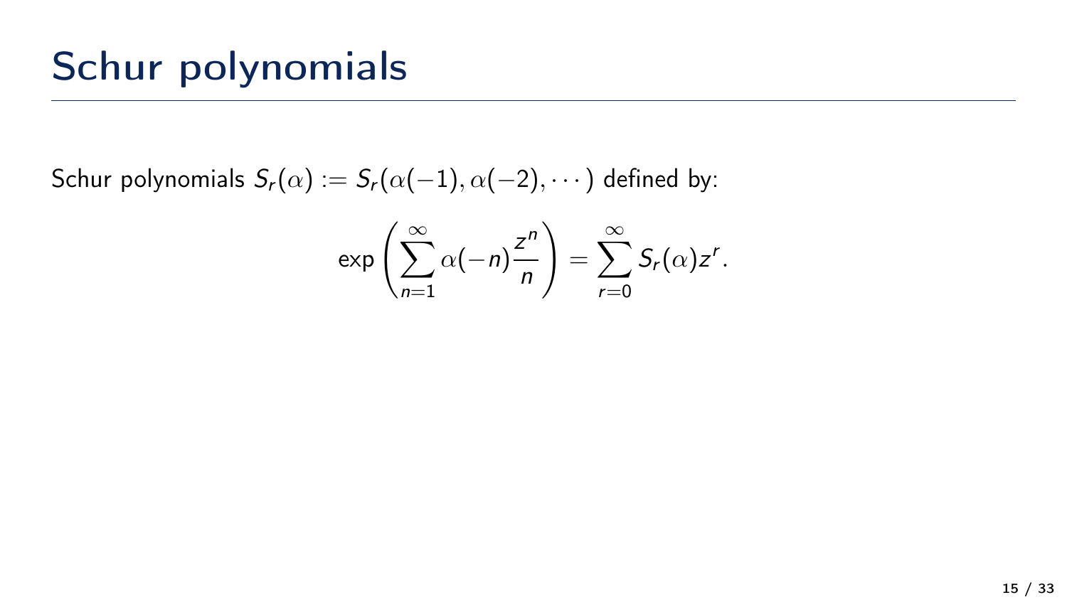# Schur polynomials

Schur polynomials $S_r(\alpha) := S_r(\alpha(-1), \alpha(-2), \cdots)$ defined by:

$$\exp\left(\sum_{n=1}^{\infty} \alpha(-n) \frac{z^n}{n}\right) = \sum_{r=0}^{\infty} S_r(\alpha) z^r.$$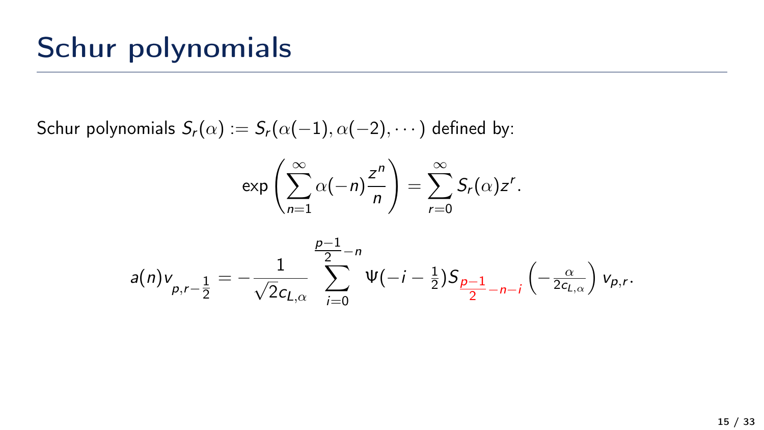# Schur polynomials

Schur polynomials $S_r(\alpha) := S_r(\alpha(-1), \alpha(-2), \cdots)$ defined by:

$$\exp\left(\sum_{n=1}^{\infty} \alpha(-n)\frac{z^n}{n}\right) = \sum_{r=0}^{\infty} S_r(\alpha) z^r.$$

$$a(n)v_{p,r-\frac{1}{2}} = -\frac{1}{\sqrt{2}c_{L,\alpha}} \sum_{i=0}^{\frac{p-1}{2}-n} \Psi(-i-\tfrac{1}{2}) S_{\frac{p-1}{2}-n-i}\left(-\tfrac{\alpha}{2c_{L,\alpha}}\right) v_{p,r}.$$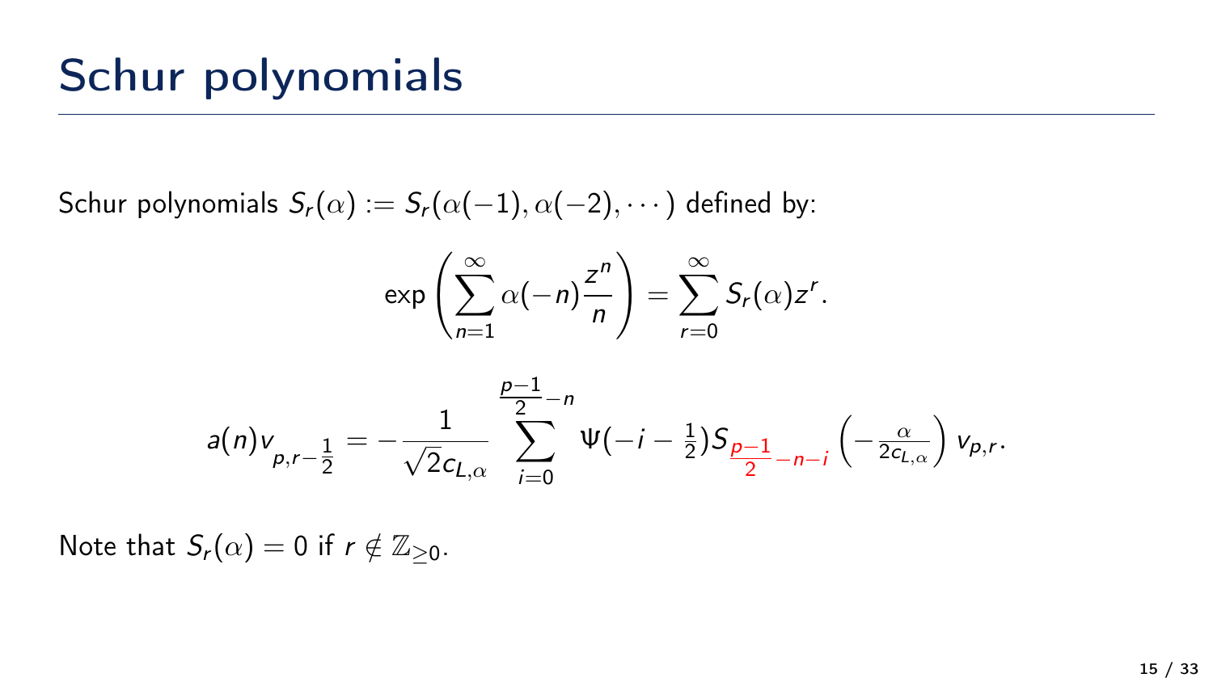# Schur polynomials

Schur polynomials $S_r(\alpha) := S_r(\alpha(-1), \alpha(-2), \cdots)$ defined by:

$$\exp\left(\sum_{n=1}^{\infty} \alpha(-n)\frac{z^n}{n}\right) = \sum_{r=0}^{\infty} S_r(\alpha) z^r.$$

$$a(n)v_{p,r-\frac{1}{2}} = -\frac{1}{\sqrt{2}c_{L,\alpha}} \sum_{i=0}^{\frac{p-1}{2}-n} \Psi(-i-\tfrac{1}{2}) S_{\frac{p-1}{2}-n-i}\left(-\tfrac{\alpha}{2c_{L,\alpha}}\right) v_{p,r}.$$

Note that $S_r(\alpha) = 0$ if $r \notin \mathbb{Z}_{\geq 0}$.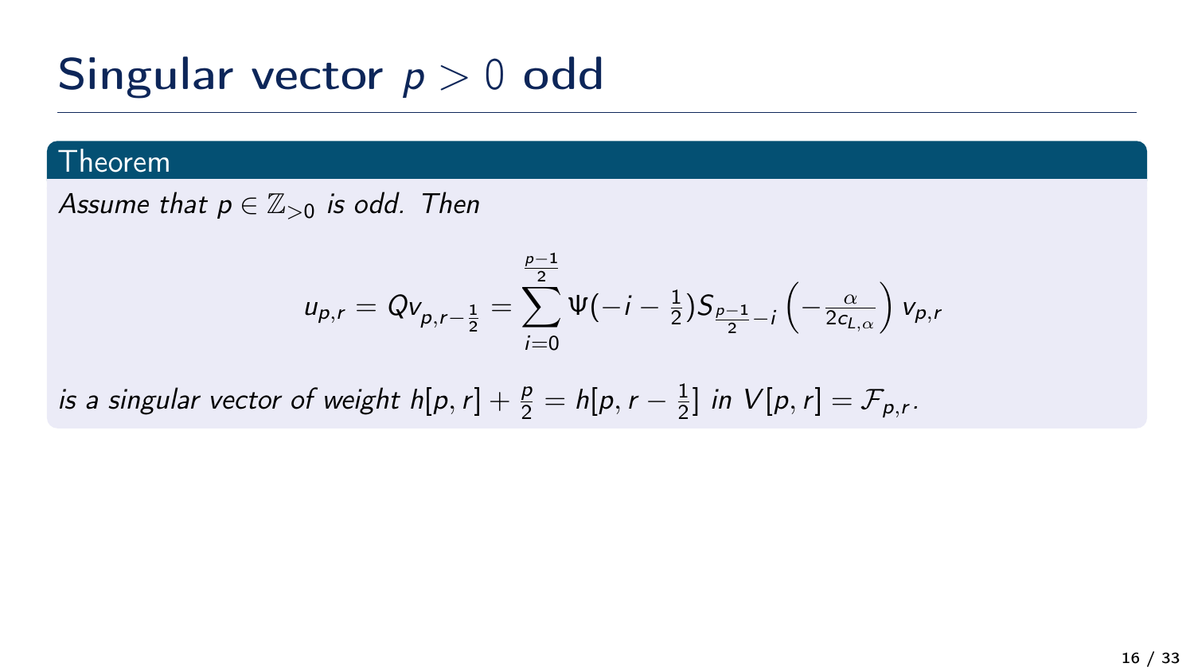# Singular vector $p > 0$ odd

**Theorem**

*Assume that $p \in \mathbb{Z}_{>0}$ is odd. Then*

$$u_{p,r} = Qv_{p,r-\frac{1}{2}} = \sum_{i=0}^{\frac{p-1}{2}} \Psi(-i-\tfrac{1}{2}) S_{\frac{p-1}{2}-i}\left(-\tfrac{\alpha}{2c_{L,\alpha}}\right) v_{p,r}$$

*is a singular vector of weight $h[p,r] + \frac{p}{2} = h[p, r - \frac{1}{2}]$ in $V[p,r] = \mathcal{F}_{p,r}$.*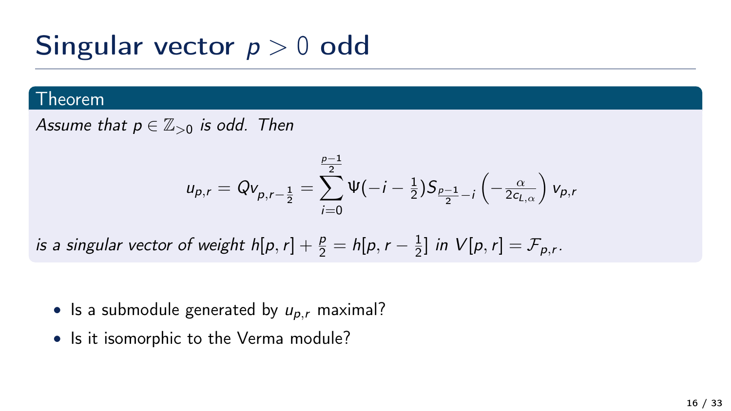# Singular vector $p > 0$ odd

**Theorem**

*Assume that $p \in \mathbb{Z}_{>0}$ is odd. Then*

$$u_{p,r} = Qv_{p,r-\frac{1}{2}} = \sum_{i=0}^{\frac{p-1}{2}} \Psi(-i-\tfrac{1}{2}) S_{\frac{p-1}{2}-i}\left(-\tfrac{\alpha}{2c_{L,\alpha}}\right) v_{p,r}$$

*is a singular vector of weight $h[p,r] + \frac{p}{2} = h[p, r-\frac{1}{2}]$ in $V[p,r] = \mathcal{F}_{p,r}$.*

- Is a submodule generated by $u_{p,r}$ maximal?
- Is it isomorphic to the Verma module?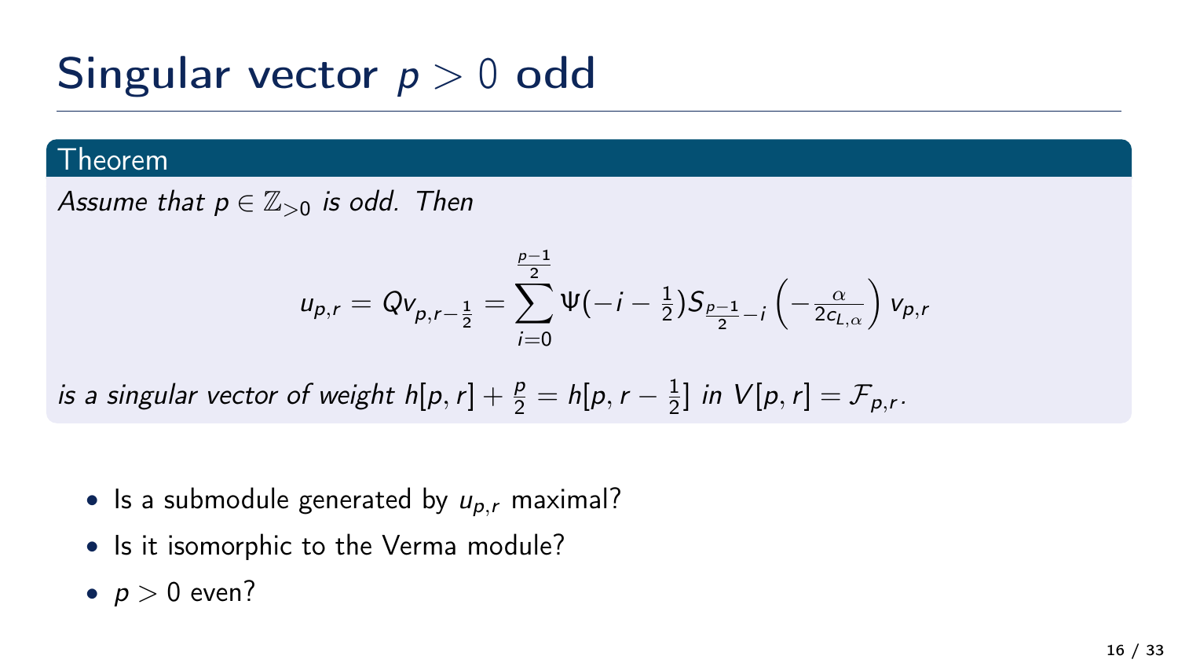# Singular vector $p > 0$ odd

**Theorem**

*Assume that $p \in \mathbb{Z}_{>0}$ is odd. Then*

$$u_{p,r} = Qv_{p,r-\frac{1}{2}} = \sum_{i=0}^{\frac{p-1}{2}} \Psi(-i - \tfrac{1}{2}) S_{\frac{p-1}{2}-i}\left(-\tfrac{\alpha}{2c_{L,\alpha}}\right) v_{p,r}$$

*is a singular vector of weight $h[p,r] + \frac{p}{2} = h[p, r - \frac{1}{2}]$ in $V[p,r] = \mathcal{F}_{p,r}$.*

- Is a submodule generated by $u_{p,r}$ maximal?
- Is it isomorphic to the Verma module?
- $p > 0$ even?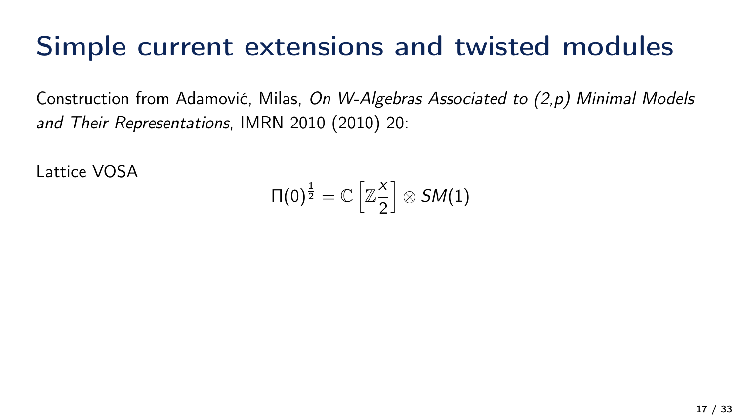# Simple current extensions and twisted modules

Construction from Adamović, Milas, *On W-Algebras Associated to (2,p) Minimal Models and Their Representations*, IMRN 2010 (2010) 20:

Lattice VOSA

$$\Pi(0)^{\frac{1}{2}} = \mathbb{C}\left[\mathbb{Z}\frac{x}{2}\right] \otimes SM(1)$$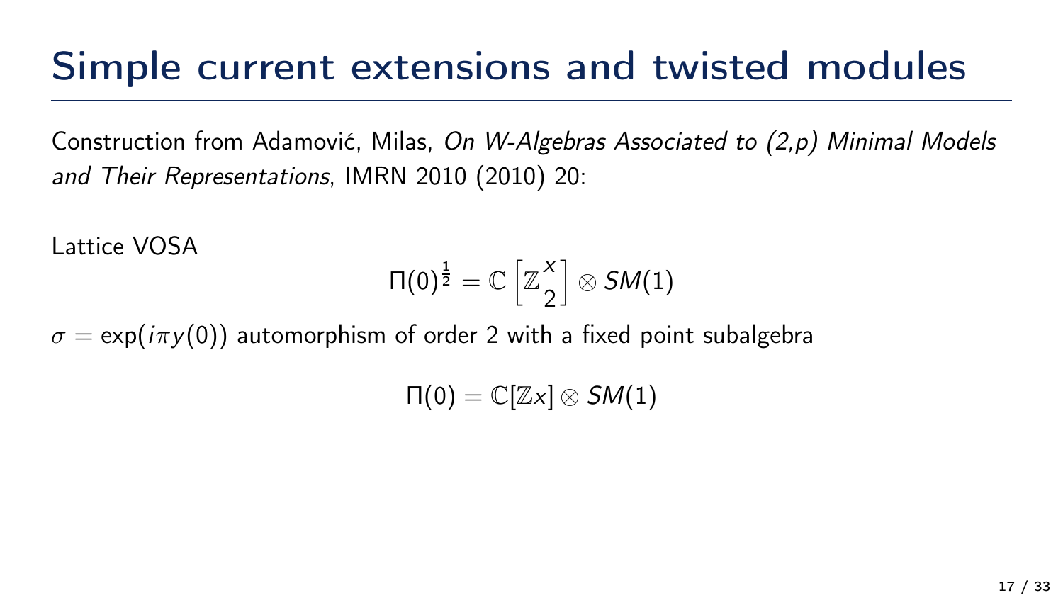# Simple current extensions and twisted modules

Construction from Adamović, Milas, *On W-Algebras Associated to (2,p) Minimal Models and Their Representations*, IMRN 2010 (2010) 20:

Lattice VOSA

$$\Pi(0)^{\frac{1}{2}} = \mathbb{C}\left[\mathbb{Z}\frac{x}{2}\right] \otimes SM(1)$$

$\sigma = \exp(i\pi y(0))$ automorphism of order 2 with a fixed point subalgebra

$$\Pi(0) = \mathbb{C}[\mathbb{Z}x] \otimes SM(1)$$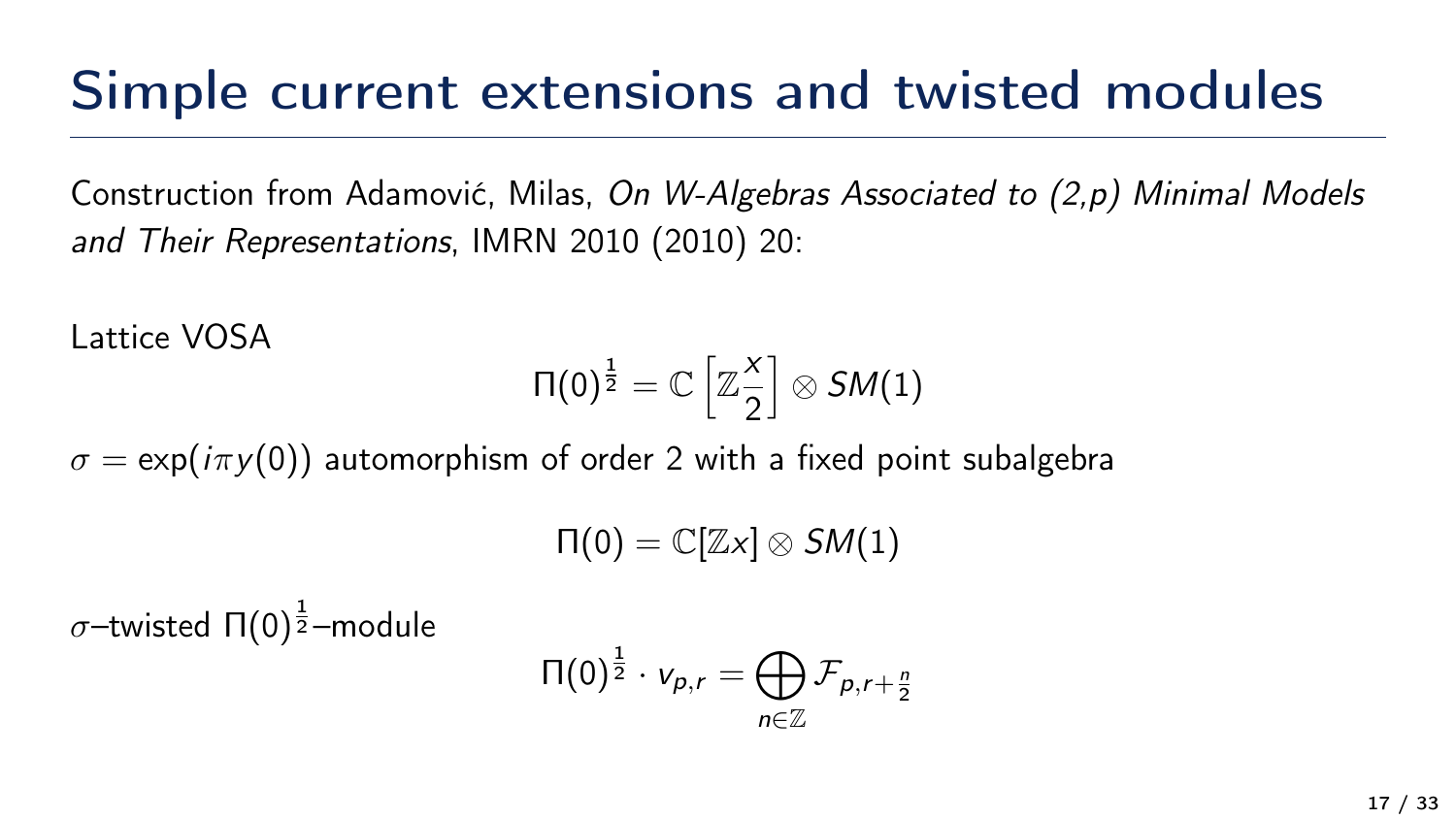# Simple current extensions and twisted modules

Construction from Adamović, Milas, *On W-Algebras Associated to (2,p) Minimal Models and Their Representations*, IMRN 2010 (2010) 20:

Lattice VOSA

$$\Pi(0)^{\frac{1}{2}} = \mathbb{C}\left[\mathbb{Z}\frac{x}{2}\right] \otimes SM(1)$$

$\sigma = \exp(i\pi y(0))$ automorphism of order 2 with a fixed point subalgebra

$$\Pi(0) = \mathbb{C}[\mathbb{Z}x] \otimes SM(1)$$

$\sigma$–twisted $\Pi(0)^{\frac{1}{2}}$–module

$$\Pi(0)^{\frac{1}{2}} \cdot v_{p,r} = \bigoplus_{n \in \mathbb{Z}} \mathcal{F}_{p,r+\frac{n}{2}}$$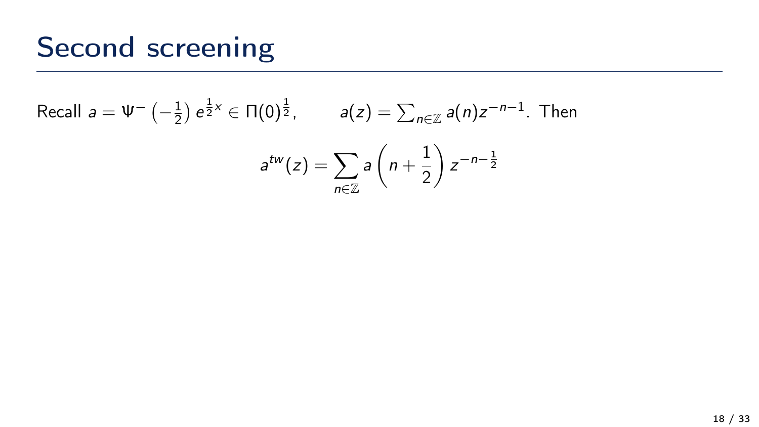# Second screening

Recall $a = \Psi^{-}\left(-\frac{1}{2}\right) e^{\frac{1}{2}x} \in \Pi(0)^{\frac{1}{2}}$, $\qquad a(z) = \sum_{n \in \mathbb{Z}} a(n) z^{-n-1}$. Then

$$a^{tw}(z) = \sum_{n \in \mathbb{Z}} a\left(n + \frac{1}{2}\right) z^{-n-\frac{1}{2}}$$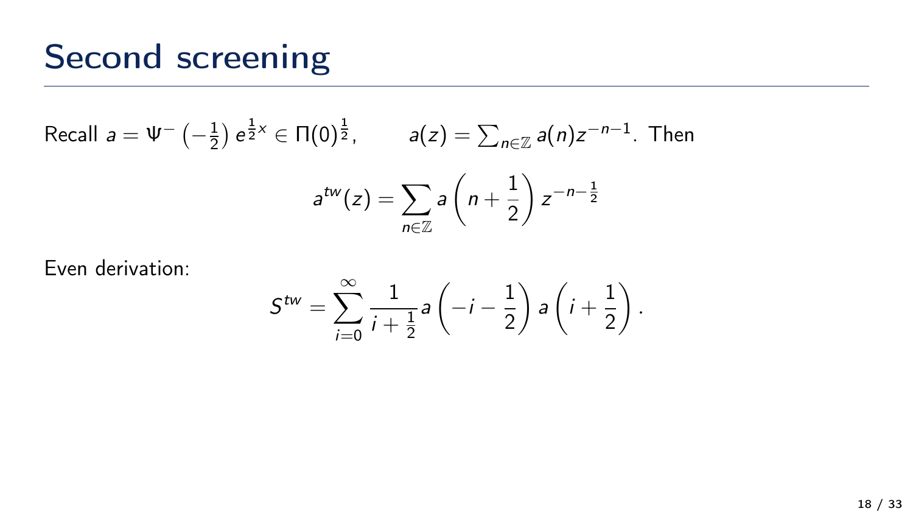# Second screening

Recall $a = \Psi^-\left(-\frac{1}{2}\right)e^{\frac{1}{2}x} \in \Pi(0)^{\frac{1}{2}}$, $\qquad a(z) = \sum_{n\in\mathbb{Z}} a(n)z^{-n-1}$. Then

$$a^{tw}(z) = \sum_{n\in\mathbb{Z}} a\left(n + \frac{1}{2}\right) z^{-n-\frac{1}{2}}$$

Even derivation:

$$S^{tw} = \sum_{i=0}^{\infty} \frac{1}{i+\frac{1}{2}} a\left(-i - \frac{1}{2}\right) a\left(i + \frac{1}{2}\right).$$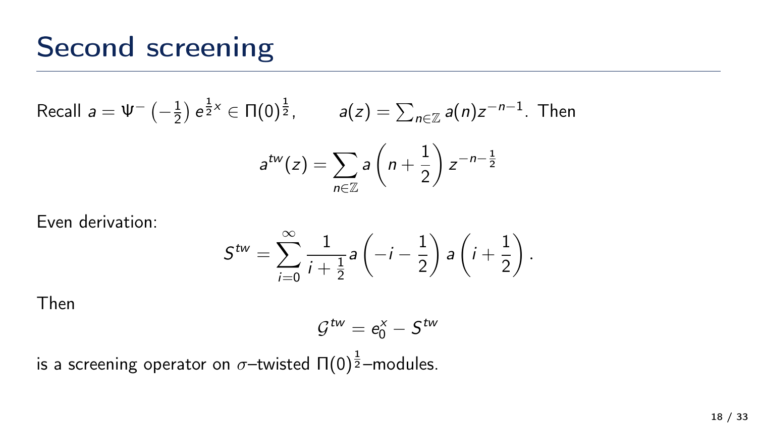# Second screening

Recall $a = \Psi^{-}\left(-\frac{1}{2}\right) e^{\frac{1}{2}x} \in \Pi(0)^{\frac{1}{2}}$, $\qquad a(z) = \sum_{n \in \mathbb{Z}} a(n) z^{-n-1}$. Then

$$a^{tw}(z) = \sum_{n \in \mathbb{Z}} a\left(n + \frac{1}{2}\right) z^{-n-\frac{1}{2}}$$

Even derivation:

$$S^{tw} = \sum_{i=0}^{\infty} \frac{1}{i + \frac{1}{2}} a\left(-i - \frac{1}{2}\right) a\left(i + \frac{1}{2}\right).$$

Then

$$\mathcal{G}^{tw} = e_0^{x} - S^{tw}$$

is a screening operator on $\sigma$–twisted $\Pi(0)^{\frac{1}{2}}$–modules.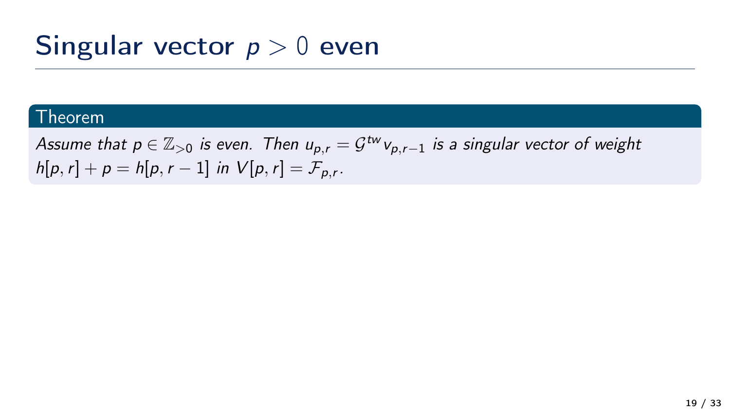# Singular vector $p > 0$ even

**Theorem**

*Assume that $p \in \mathbb{Z}_{>0}$ is even. Then $u_{p,r} = \mathcal{G}^{tw} v_{p,r-1}$ is a singular vector of weight $h[p,r] + p = h[p,r-1]$ in $V[p,r] = \mathcal{F}_{p,r}$.*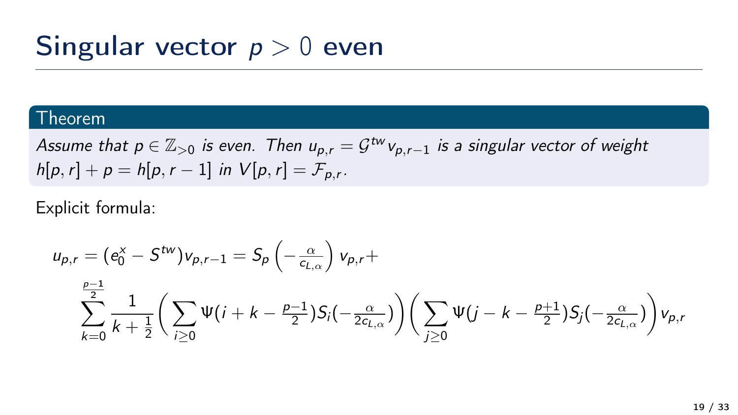# Singular vector $p > 0$ even

**Theorem**

*Assume that $p \in \mathbb{Z}_{>0}$ is even. Then $u_{p,r} = \mathcal{G}^{tw} v_{p,r-1}$ is a singular vector of weight $h[p,r] + p = h[p,r-1]$ in $V[p,r] = \mathcal{F}_{p,r}$.*

Explicit formula:

$$u_{p,r} = (e_0^x - S^{tw}) v_{p,r-1} = S_p\left(-\tfrac{\alpha}{c_{L,\alpha}}\right) v_{p,r} +$$

$$\sum_{k=0}^{\frac{p-1}{2}} \frac{1}{k+\frac{1}{2}} \left( \sum_{i \geq 0} \Psi(i + k - \tfrac{p-1}{2}) S_i(-\tfrac{\alpha}{2c_{L,\alpha}}) \right) \left( \sum_{j \geq 0} \Psi(j - k - \tfrac{p+1}{2}) S_j(-\tfrac{\alpha}{2c_{L,\alpha}}) \right) v_{p,r}$$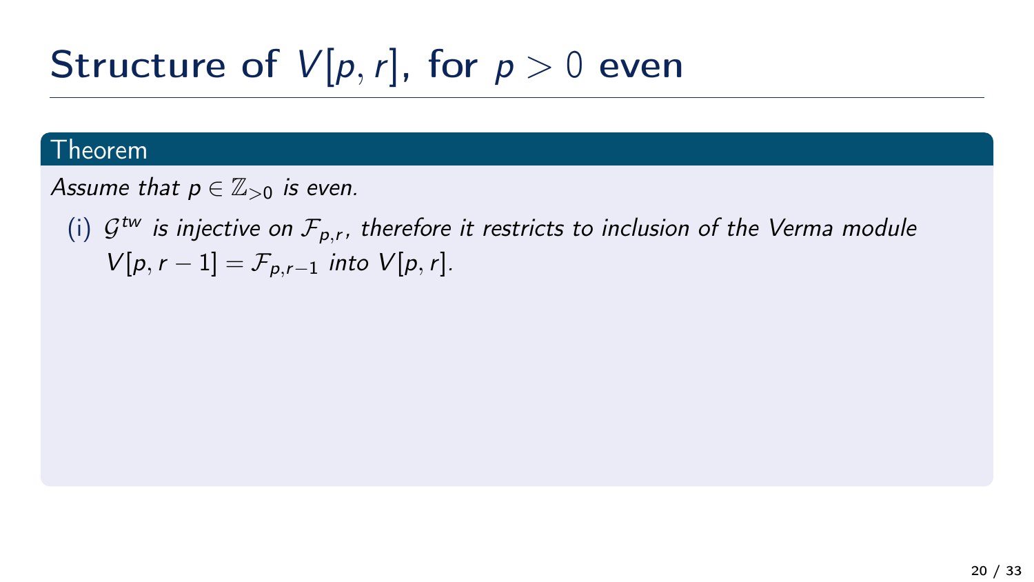# Structure of $V[p, r]$, for $p > 0$ even

**Theorem**

*Assume that $p \in \mathbb{Z}_{>0}$ is even.*

(i) *$\mathcal{G}^{tw}$ is injective on $\mathcal{F}_{p,r}$, therefore it restricts to inclusion of the Verma module $V[p, r-1] = \mathcal{F}_{p,r-1}$ into $V[p, r]$.*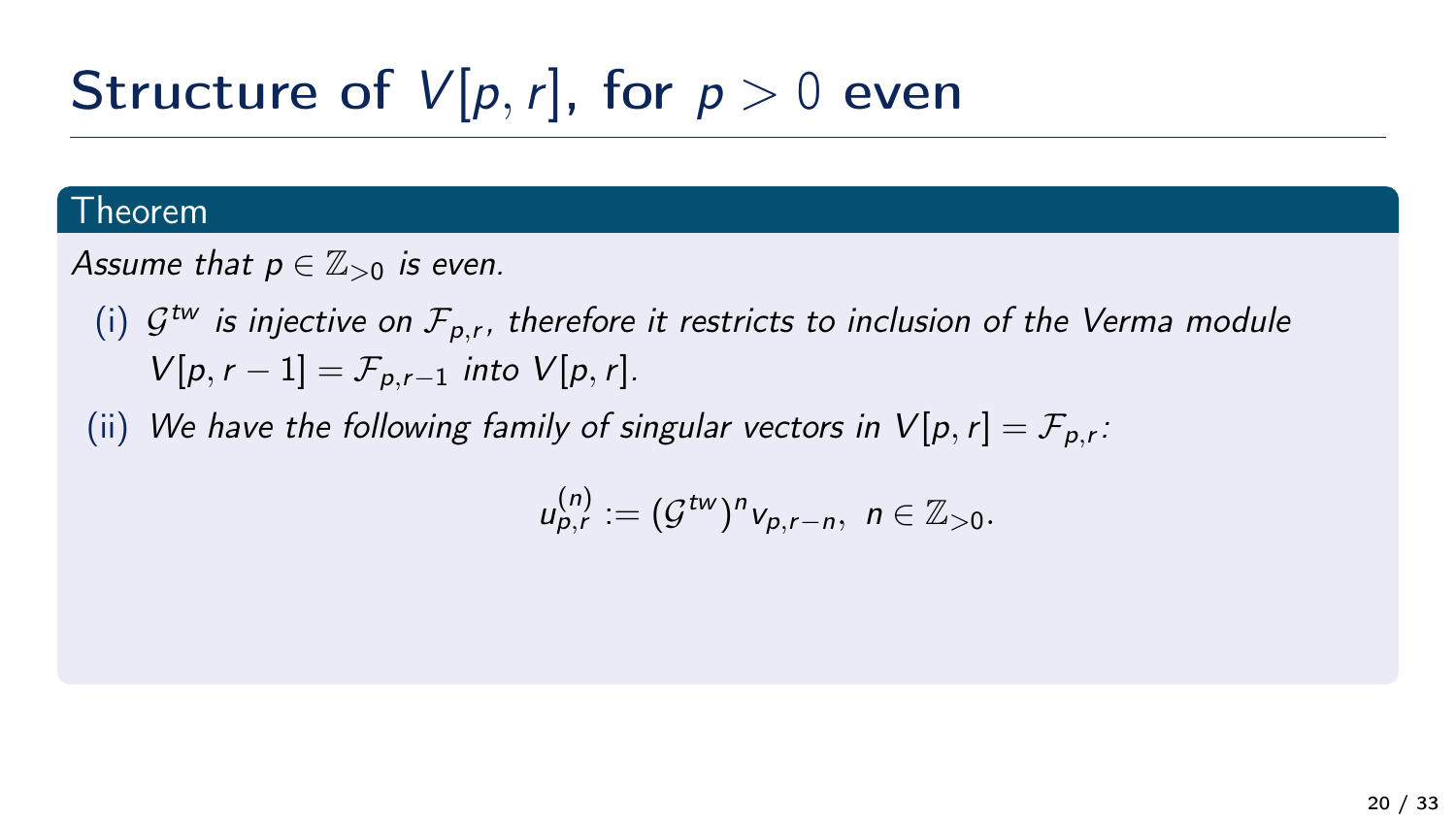# Structure of $V[p, r]$, for $p > 0$ even

**Theorem**

*Assume that $p \in \mathbb{Z}_{>0}$ is even.*

(i) $\mathcal{G}^{tw}$ *is injective on* $\mathcal{F}_{p,r}$*, therefore it restricts to inclusion of the Verma module* $V[p, r-1] = \mathcal{F}_{p,r-1}$ *into* $V[p, r]$.

(ii) *We have the following family of singular vectors in* $V[p, r] = \mathcal{F}_{p,r}$*:*

$$u_{p,r}^{(n)} := (\mathcal{G}^{tw})^n v_{p,r-n}, \ \ n \in \mathbb{Z}_{>0}.$$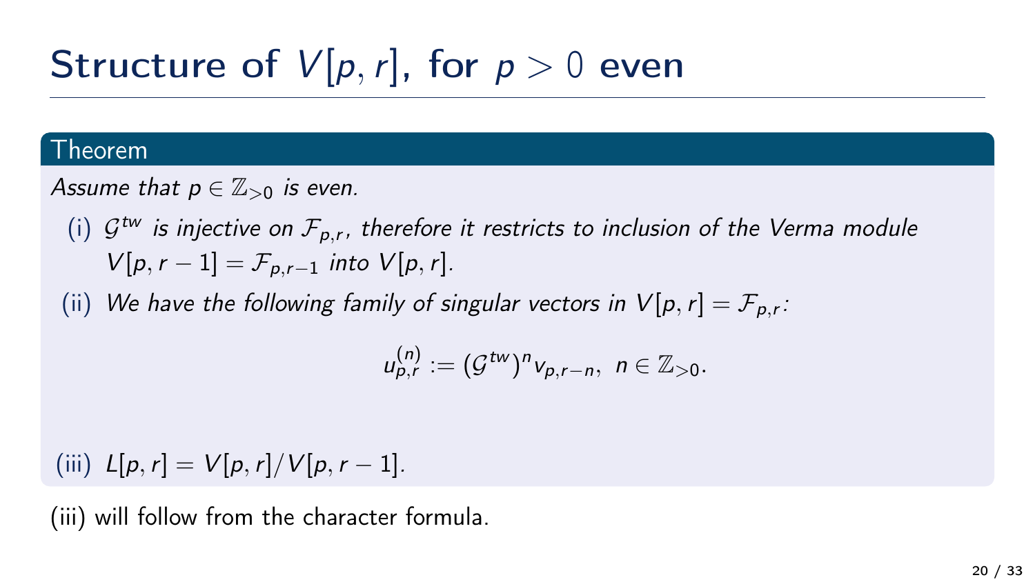# Structure of $V[p, r]$, for $p > 0$ even

**Theorem**

*Assume that $p \in \mathbb{Z}_{>0}$ is even.*

(i) *$\mathcal{G}^{tw}$ is injective on $\mathcal{F}_{p,r}$, therefore it restricts to inclusion of the Verma module $V[p, r-1] = \mathcal{F}_{p,r-1}$ into $V[p, r]$.*

(ii) *We have the following family of singular vectors in $V[p, r] = \mathcal{F}_{p,r}$:*

$$u_{p,r}^{(n)} := (\mathcal{G}^{tw})^n v_{p,r-n}, \ \ n \in \mathbb{Z}_{>0}.$$

(iii) *$L[p, r] = V[p, r]/V[p, r-1]$.*

(iii) will follow from the character formula.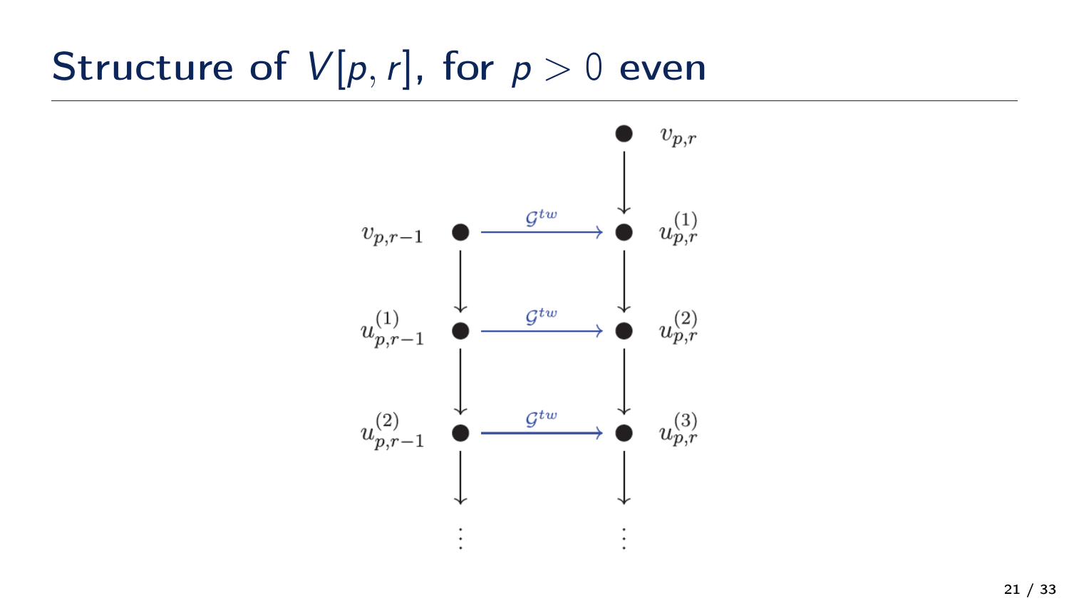# Structure of $V[p, r]$, for $p > 0$ even

$$
\begin{array}{ccccc}
 & & & & v_{p,r} \\
 & & & & \downarrow \\
v_{p,r-1} & \xrightarrow{\mathcal{G}^{tw}} & u^{(1)}_{p,r} \\
\downarrow & & \downarrow \\
u^{(1)}_{p,r-1} & \xrightarrow{\mathcal{G}^{tw}} & u^{(2)}_{p,r} \\
\downarrow & & \downarrow \\
u^{(2)}_{p,r-1} & \xrightarrow{\mathcal{G}^{tw}} & u^{(3)}_{p,r} \\
\downarrow & & \downarrow \\
\vdots & & \vdots
\end{array}
$$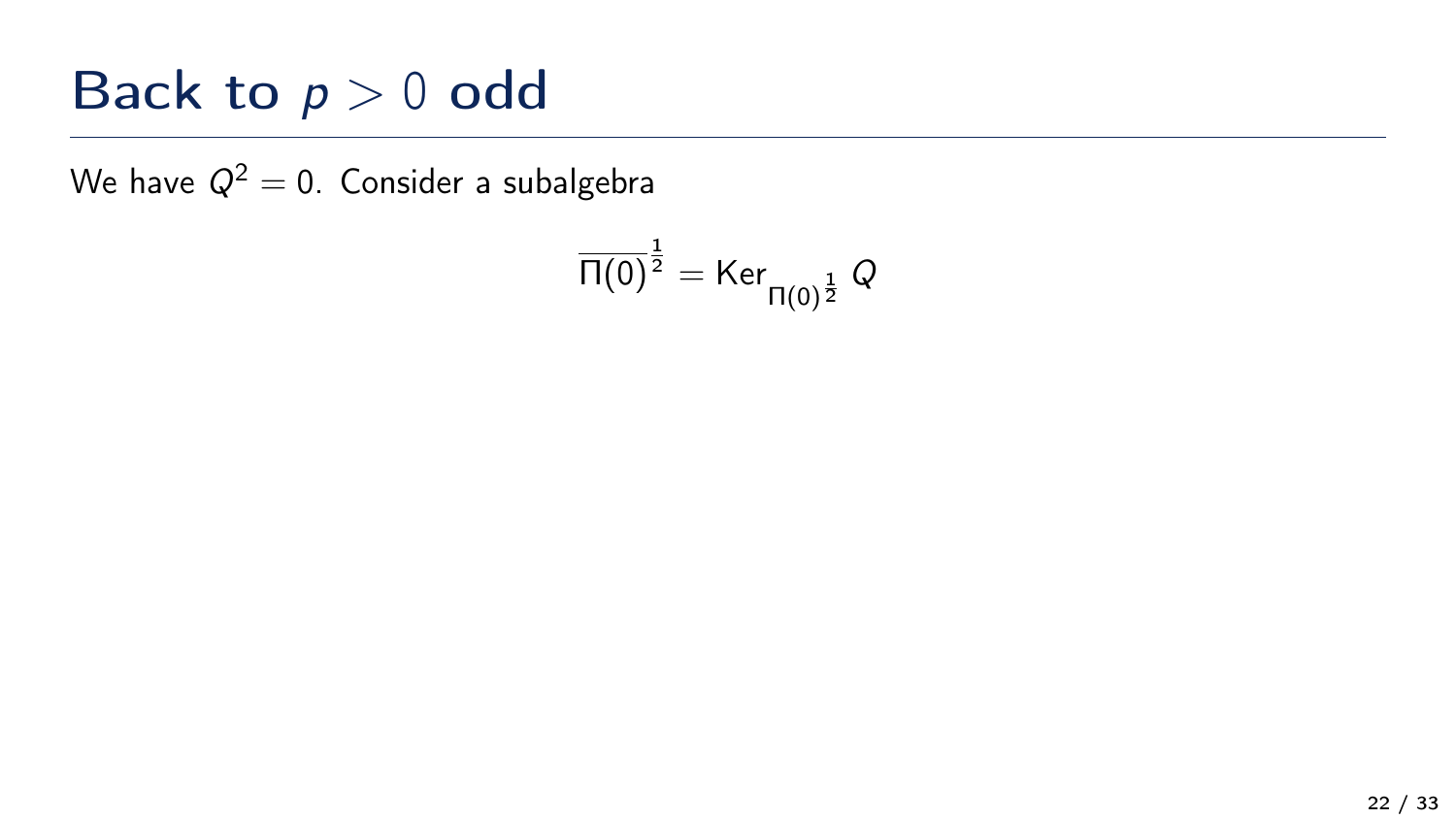# Back to $p > 0$ odd

We have $Q^2 = 0$. Consider a subalgebra

$$\overline{\Pi(0)}^{\frac{1}{2}} = \mathrm{Ker}_{\Pi(0)^{\frac{1}{2}}}\, Q$$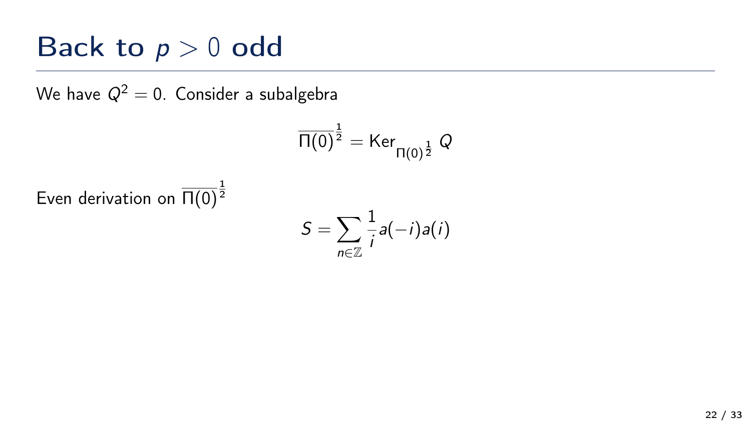# Back to $p > 0$ odd

We have $Q^2 = 0$. Consider a subalgebra

$$\overline{\Pi(0)}^{\frac{1}{2}} = \mathrm{Ker}_{\Pi(0)^{\frac{1}{2}}}\, Q$$

Even derivation on $\overline{\Pi(0)}^{\frac{1}{2}}$

$$S = \sum_{n \in \mathbb{Z}} \frac{1}{i} a(-i) a(i)$$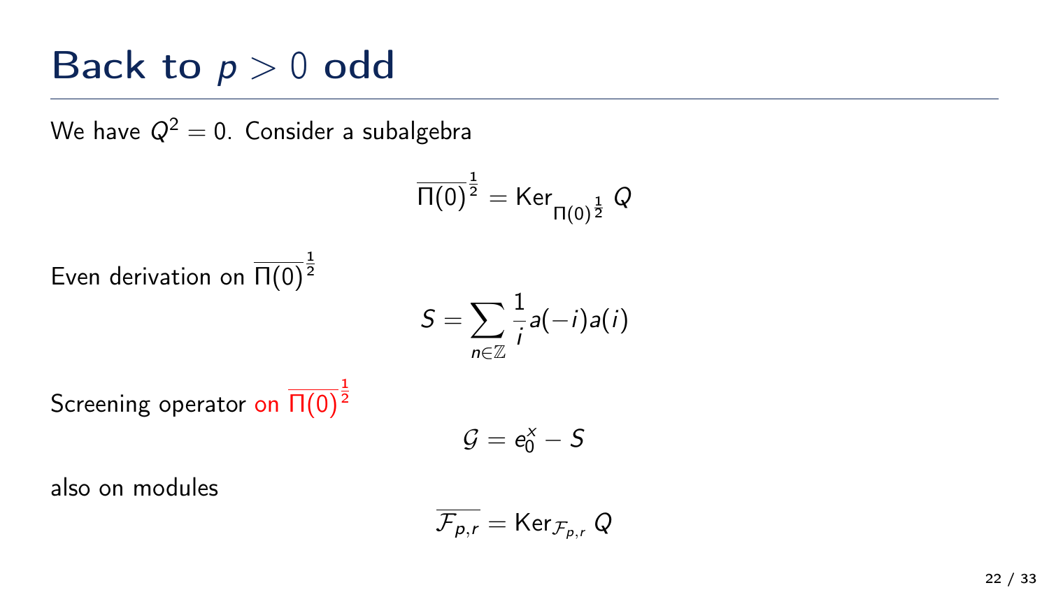# Back to $p > 0$ odd

We have $Q^2 = 0$. Consider a subalgebra

$$\overline{\Pi(0)}^{\frac{1}{2}} = \mathrm{Ker}_{\Pi(0)^{\frac{1}{2}}}\, Q$$

Even derivation on $\overline{\Pi(0)}^{\frac{1}{2}}$

$$S = \sum_{n \in \mathbb{Z}} \frac{1}{i} a(-i) a(i)$$

Screening operator on $\overline{\Pi(0)}^{\frac{1}{2}}$

$$\mathcal{G} = e_0^x - S$$

also on modules

$$\overline{\mathcal{F}_{p,r}} = \mathrm{Ker}_{\mathcal{F}_{p,r}}\, Q$$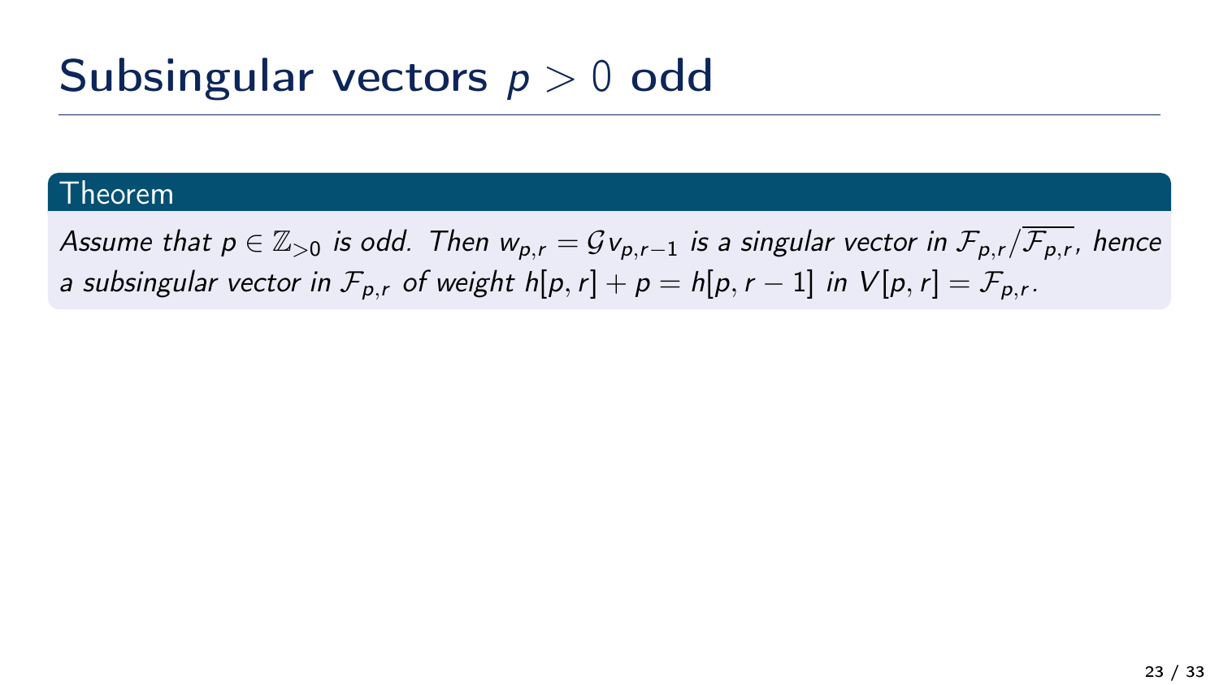# Subsingular vectors $p > 0$ odd

**Theorem**

*Assume that $p \in \mathbb{Z}_{>0}$ is odd. Then $w_{p,r} = \mathcal{G} v_{p,r-1}$ is a singular vector in $\mathcal{F}_{p,r}/\overline{\mathcal{F}_{p,r}}$, hence a subsingular vector in $\mathcal{F}_{p,r}$ of weight $h[p,r] + p = h[p, r-1]$ in $V[p,r] = \mathcal{F}_{p,r}$.*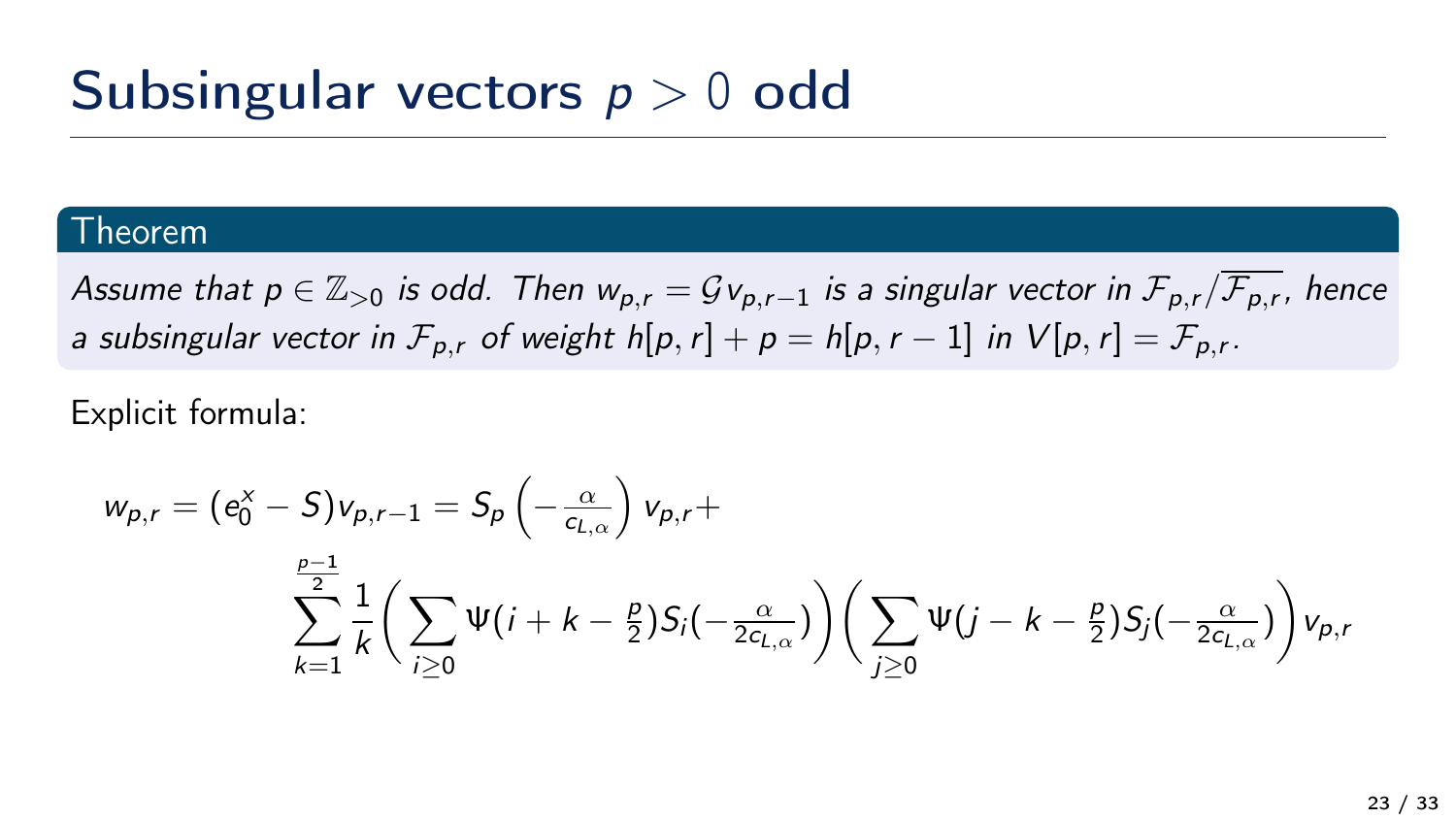# Subsingular vectors $p > 0$ odd

**Theorem**

*Assume that $p \in \mathbb{Z}_{>0}$ is odd. Then $w_{p,r} = \mathcal{G} v_{p,r-1}$ is a singular vector in $\mathcal{F}_{p,r}/\overline{\mathcal{F}_{p,r}}$, hence a subsingular vector in $\mathcal{F}_{p,r}$ of weight $h[p,r] + p = h[p,r-1]$ in $V[p,r] = \mathcal{F}_{p,r}$.*

Explicit formula:

$$w_{p,r} = (e_0^x - S) v_{p,r-1} = S_p\left(-\tfrac{\alpha}{c_{L,\alpha}}\right) v_{p,r} + \sum_{k=1}^{\frac{p-1}{2}} \frac{1}{k} \left( \sum_{i \geq 0} \Psi(i + k - \tfrac{p}{2}) S_i(-\tfrac{\alpha}{2c_{L,\alpha}}) \right) \left( \sum_{j \geq 0} \Psi(j - k - \tfrac{p}{2}) S_j(-\tfrac{\alpha}{2c_{L,\alpha}}) \right) v_{p,r}$$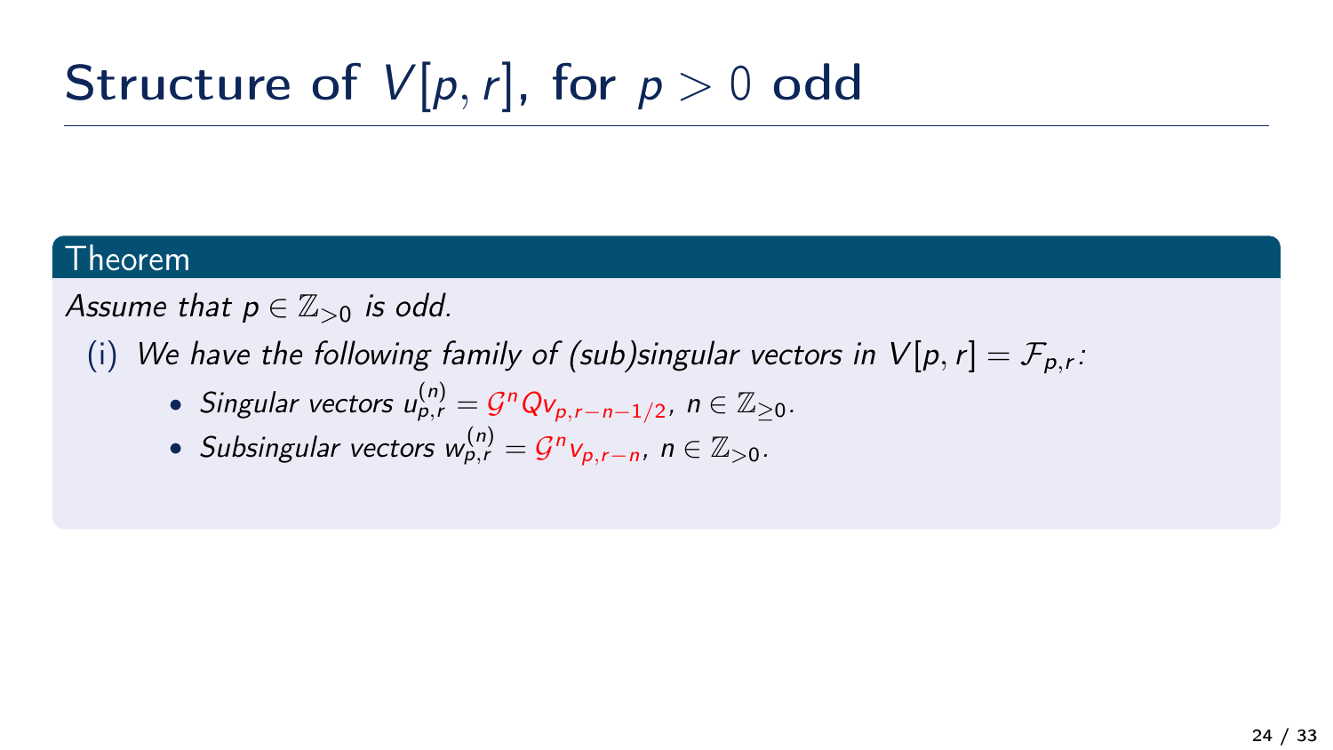# Structure of $V[p, r]$, for $p > 0$ odd

**Theorem**

*Assume that $p \in \mathbb{Z}_{>0}$ is odd.*

(i) *We have the following family of (sub)singular vectors in $V[p, r] = \mathcal{F}_{p,r}$:*

- *Singular vectors $u_{p,r}^{(n)} = \mathcal{G}^n Q v_{p,r-n-1/2}$, $n \in \mathbb{Z}_{\geq 0}$.*
- *Subsingular vectors $w_{p,r}^{(n)} = \mathcal{G}^n v_{p,r-n}$, $n \in \mathbb{Z}_{>0}$.*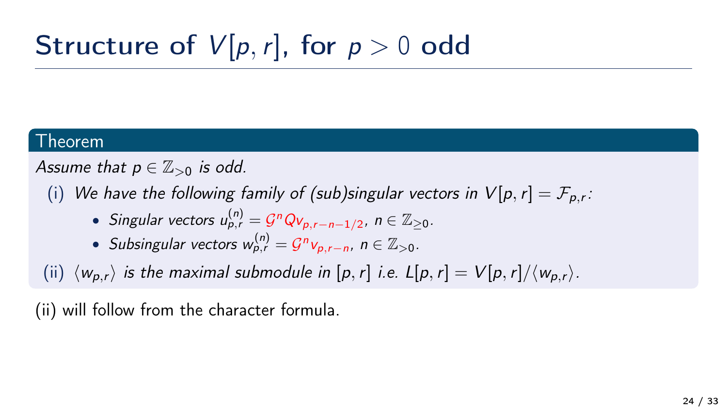# Structure of $V[p, r]$, for $p > 0$ odd

**Theorem**

*Assume that $p \in \mathbb{Z}_{>0}$ is odd.*

(i) *We have the following family of (sub)singular vectors in $V[p, r] = \mathcal{F}_{p,r}$:*

- *Singular vectors $u_{p,r}^{(n)} = \mathcal{G}^n Q v_{p,r-n-1/2}$, $n \in \mathbb{Z}_{\geq 0}$.*
- *Subsingular vectors $w_{p,r}^{(n)} = \mathcal{G}^n v_{p,r-n}$, $n \in \mathbb{Z}_{>0}$.*

(ii) *$\langle w_{p,r} \rangle$ is the maximal submodule in $[p, r]$ i.e. $L[p, r] = V[p, r] / \langle w_{p,r} \rangle$.*

(ii) will follow from the character formula.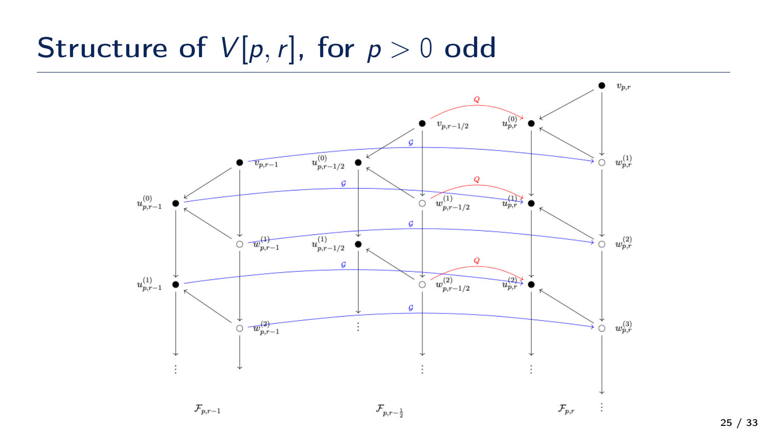# Structure of $V[p, r]$, for $p > 0$ odd

$v_{p,r}$

$Q$

$v_{p,r-1/2}$ $u^{(0)}_{p,r}$

$\mathcal{G}$

$v_{p,r-1}$ $u^{(0)}_{p,r-1/2}$ $w^{(1)}_{p,r}$

$\mathcal{G}$ $Q$

$u^{(0)}_{p,r-1}$ $w^{(1)}_{p,r-1/2}$ $u^{(1)}_{p,r}$

$\mathcal{G}$

$w^{(1)}_{p,r-1}$ $u^{(1)}_{p,r-1/2}$ $w^{(2)}_{p,r}$

$\mathcal{G}$ $Q$

$u^{(1)}_{p,r-1}$ $w^{(2)}_{p,r-1/2}$ $u^{(2)}_{p,r}$

$\mathcal{G}$

$w^{(2)}_{p,r-1}$ $w^{(3)}_{p,r}$

$\mathcal{F}_{p,r-1}$ $\mathcal{F}_{p,r-\frac{1}{2}}$ $\mathcal{F}_{p,r}$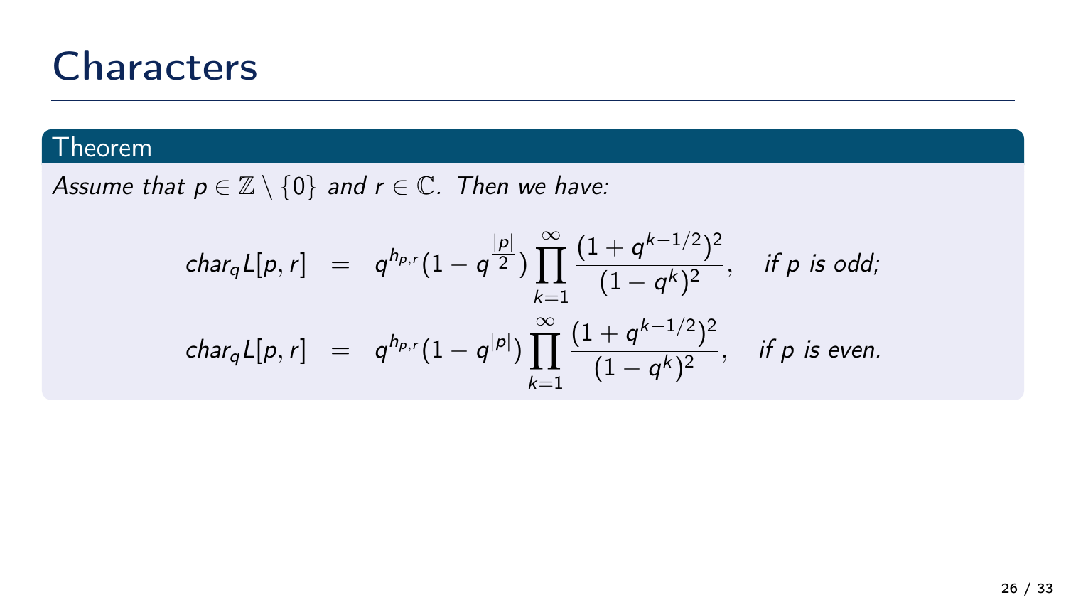# Characters

**Theorem**

*Assume that $p \in \mathbb{Z} \setminus \{0\}$ and $r \in \mathbb{C}$. Then we have:*

$$
\begin{aligned}
char_q L[p,r] &= q^{h_{p,r}}(1 - q^{\frac{|p|}{2}}) \prod_{k=1}^{\infty} \frac{(1+q^{k-1/2})^2}{(1-q^k)^2}, \quad \textit{if } p \textit{ is odd;} \\
char_q L[p,r] &= q^{h_{p,r}}(1 - q^{|p|}) \prod_{k=1}^{\infty} \frac{(1+q^{k-1/2})^2}{(1-q^k)^2}, \quad \textit{if } p \textit{ is even.}
\end{aligned}
$$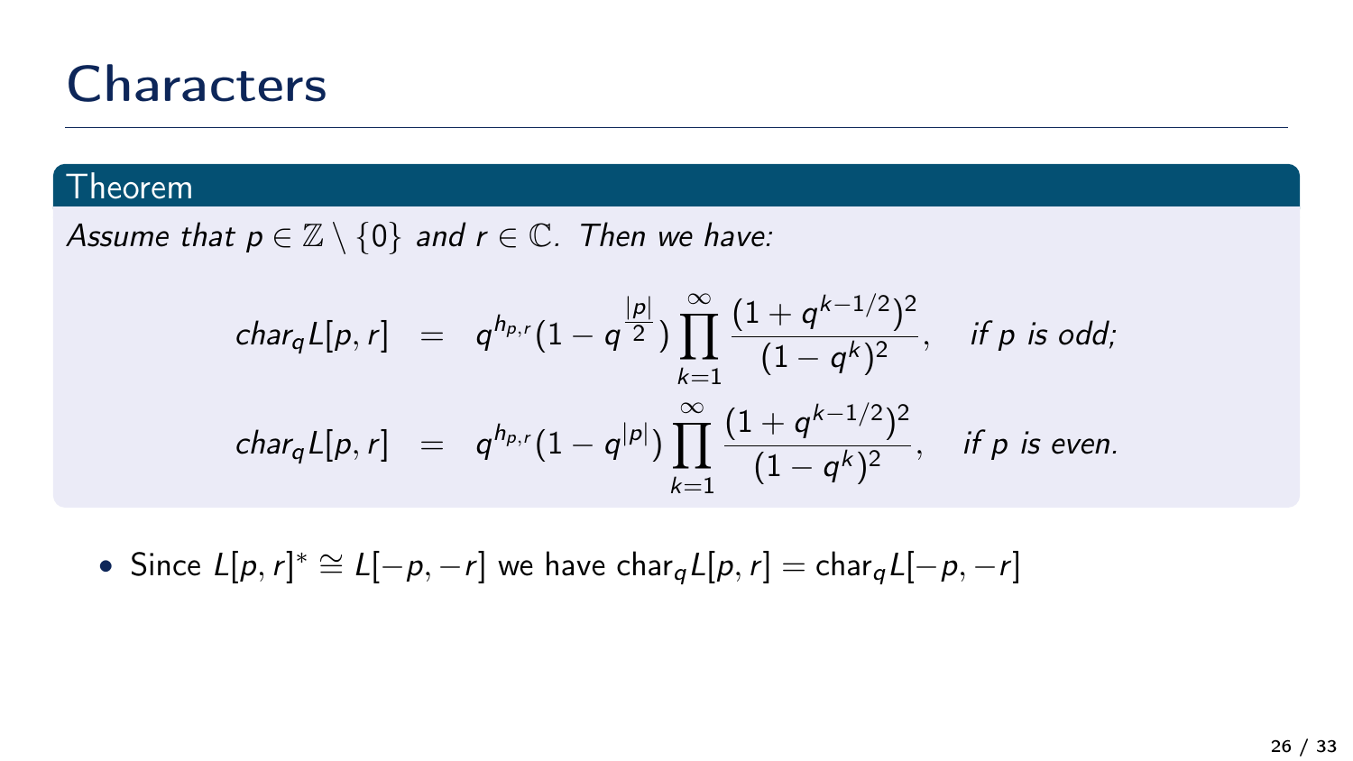# Characters

**Theorem**

*Assume that $p \in \mathbb{Z} \setminus \{0\}$ and $r \in \mathbb{C}$. Then we have:*

$$
\begin{aligned}
char_q L[p,r] &= q^{h_{p,r}}(1 - q^{\frac{|p|}{2}}) \prod_{k=1}^{\infty} \frac{(1+q^{k-1/2})^2}{(1-q^k)^2}, \quad \textit{if } p \textit{ is odd;} \\
char_q L[p,r] &= q^{h_{p,r}}(1 - q^{|p|}) \prod_{k=1}^{\infty} \frac{(1+q^{k-1/2})^2}{(1-q^k)^2}, \quad \textit{if } p \textit{ is even.}
\end{aligned}
$$

- Since $L[p,r]^* \cong L[-p,-r]$ we have $\text{char}_q L[p,r] = \text{char}_q L[-p,-r]$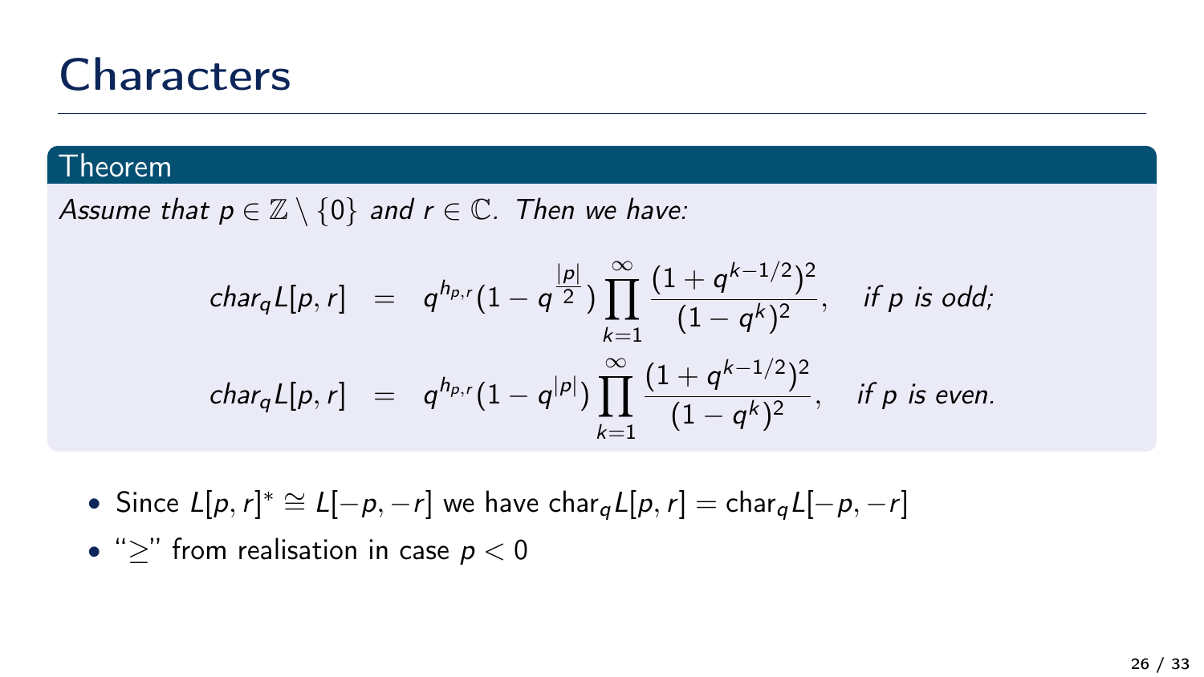# Characters

**Theorem**

*Assume that $p \in \mathbb{Z} \setminus \{0\}$ and $r \in \mathbb{C}$. Then we have:*

$$
\begin{aligned}
char_q L[p,r] &= q^{h_{p,r}}(1 - q^{\frac{|p|}{2}}) \prod_{k=1}^{\infty} \frac{(1+q^{k-1/2})^2}{(1-q^k)^2}, \quad \textit{if } p \textit{ is odd;} \\
char_q L[p,r] &= q^{h_{p,r}}(1 - q^{|p|}) \prod_{k=1}^{\infty} \frac{(1+q^{k-1/2})^2}{(1-q^k)^2}, \quad \textit{if } p \textit{ is even.}
\end{aligned}
$$

- Since $L[p,r]^* \cong L[-p,-r]$ we have $\text{char}_q L[p,r] = \text{char}_q L[-p,-r]$
- "$\geq$" from realisation in case $p < 0$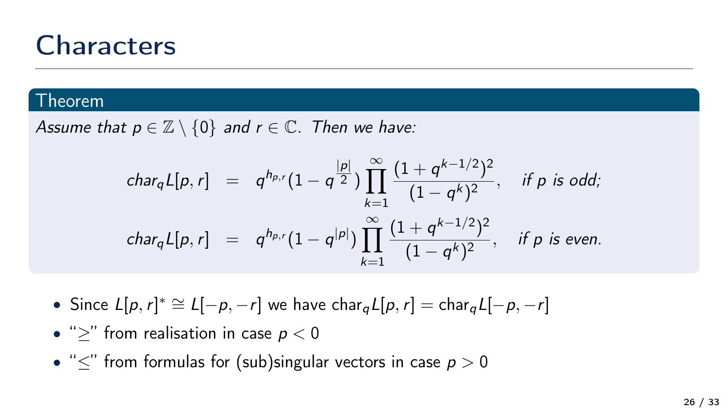# Characters

**Theorem**

*Assume that $p \in \mathbb{Z} \setminus \{0\}$ and $r \in \mathbb{C}$. Then we have:*

$$
\begin{aligned}
char_q L[p,r] &= q^{h_{p,r}}(1 - q^{\frac{|p|}{2}}) \prod_{k=1}^{\infty} \frac{(1+q^{k-1/2})^2}{(1-q^k)^2}, \quad \text{if } p \text{ is odd;} \\
char_q L[p,r] &= q^{h_{p,r}}(1 - q^{|p|}) \prod_{k=1}^{\infty} \frac{(1+q^{k-1/2})^2}{(1-q^k)^2}, \quad \text{if } p \text{ is even.}
\end{aligned}
$$

- Since $L[p,r]^* \cong L[-p,-r]$ we have $\text{char}_q L[p,r] = \text{char}_q L[-p,-r]$
- "$\geq$" from realisation in case $p < 0$
- "$\leq$" from formulas for (sub)singular vectors in case $p > 0$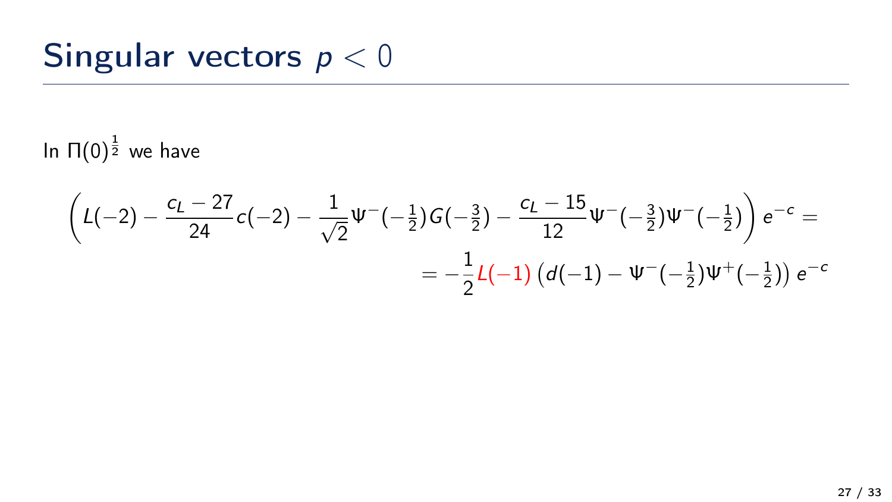# Singular vectors $p < 0$

In $\Pi(0)^{\frac{1}{2}}$ we have

$$\left( L(-2) - \frac{c_L - 27}{24} c(-2) - \frac{1}{\sqrt{2}} \Psi^-(-\tfrac{1}{2}) G(-\tfrac{3}{2}) - \frac{c_L - 15}{12} \Psi^-(-\tfrac{3}{2}) \Psi^-(-\tfrac{1}{2}) \right) e^{-c} =$$

$$= -\frac{1}{2} {\color{red} L(-1)} \left( d(-1) - \Psi^-(-\tfrac{1}{2}) \Psi^+(-\tfrac{1}{2}) \right) e^{-c}$$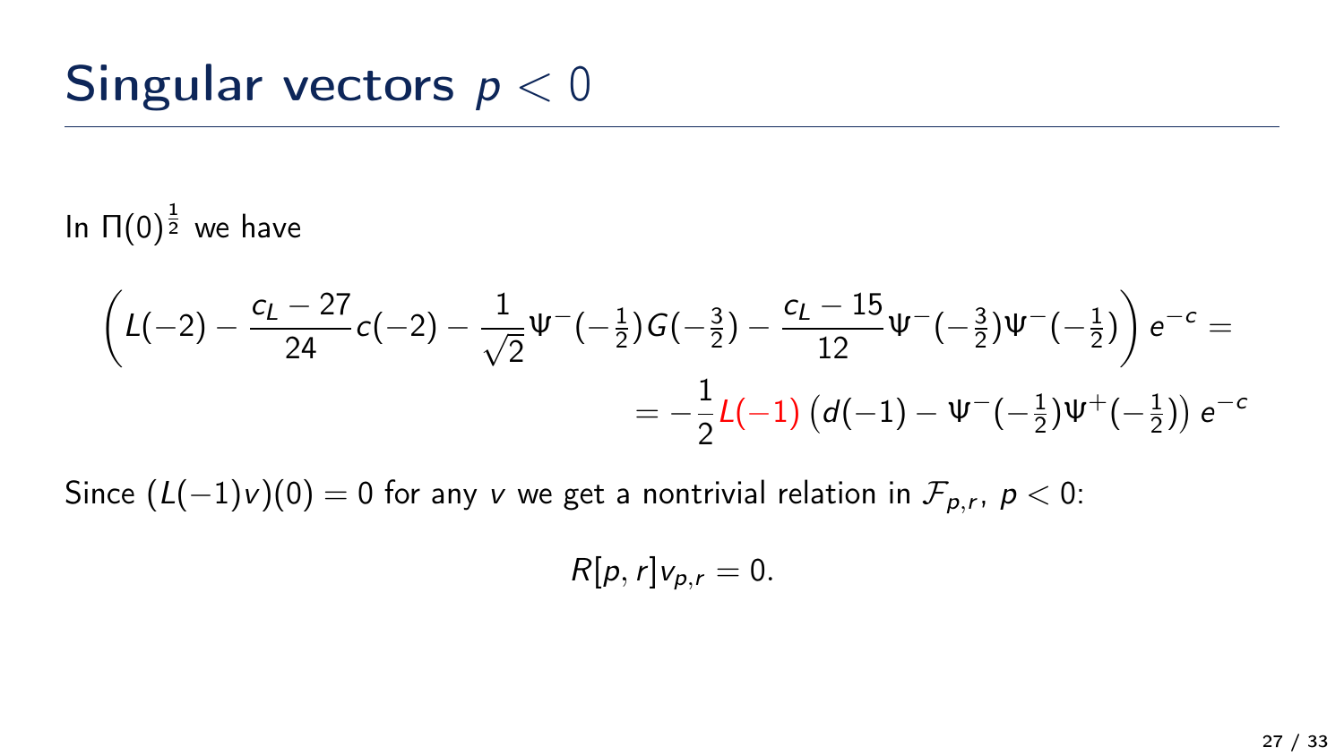# Singular vectors $p < 0$

In $\Pi(0)^{\frac{1}{2}}$ we have

$$\left( L(-2) - \frac{c_L - 27}{24} c(-2) - \frac{1}{\sqrt{2}} \Psi^-(-\tfrac{1}{2}) G(-\tfrac{3}{2}) - \frac{c_L - 15}{12} \Psi^-(-\tfrac{3}{2}) \Psi^-(-\tfrac{1}{2}) \right) e^{-c} =$$

$$= -\frac{1}{2} L(-1) \left( d(-1) - \Psi^-(-\tfrac{1}{2}) \Psi^+(-\tfrac{1}{2}) \right) e^{-c}$$

Since $(L(-1)v)(0) = 0$ for any $v$ we get a nontrivial relation in $\mathcal{F}_{p,r}$, $p < 0$:

$$R[p, r] v_{p,r} = 0.$$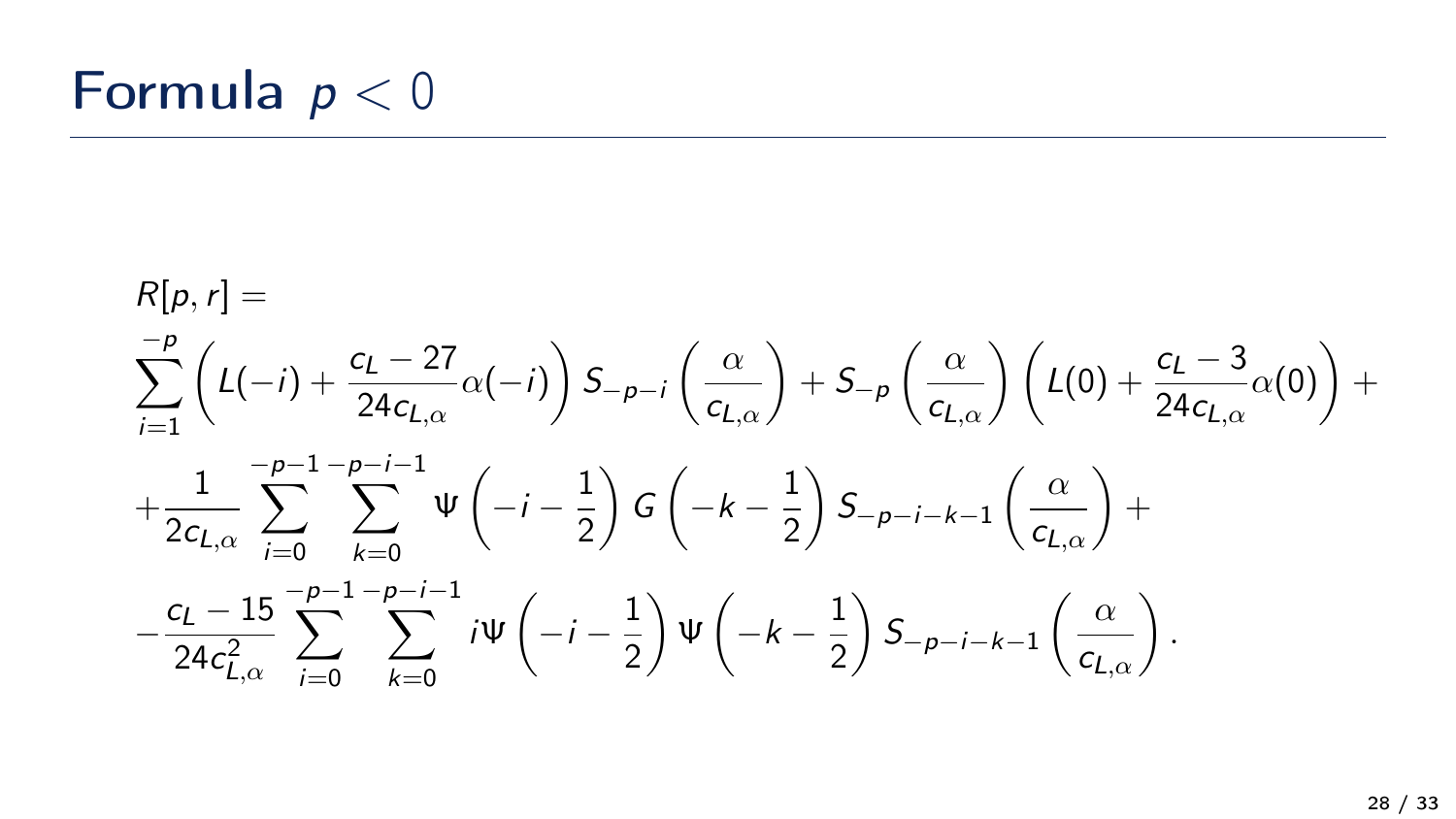# Formula $p < 0$

$$
\begin{aligned}
&R[p, r] = \\
&\sum_{i=1}^{-p} \left( L(-i) + \frac{c_L - 27}{24 c_{L,\alpha}} \alpha(-i) \right) S_{-p-i}\left( \frac{\alpha}{c_{L,\alpha}} \right) + S_{-p}\left( \frac{\alpha}{c_{L,\alpha}} \right) \left( L(0) + \frac{c_L - 3}{24 c_{L,\alpha}} \alpha(0) \right) + \\
&+ \frac{1}{2 c_{L,\alpha}} \sum_{i=0}^{-p-1} \sum_{k=0}^{-p-i-1} \Psi\left( -i - \frac{1}{2} \right) G\left( -k - \frac{1}{2} \right) S_{-p-i-k-1}\left( \frac{\alpha}{c_{L,\alpha}} \right) + \\
&- \frac{c_L - 15}{24 c_{L,\alpha}^2} \sum_{i=0}^{-p-1} \sum_{k=0}^{-p-i-1} i \Psi\left( -i - \frac{1}{2} \right) \Psi\left( -k - \frac{1}{2} \right) S_{-p-i-k-1}\left( \frac{\alpha}{c_{L,\alpha}} \right).
\end{aligned}
$$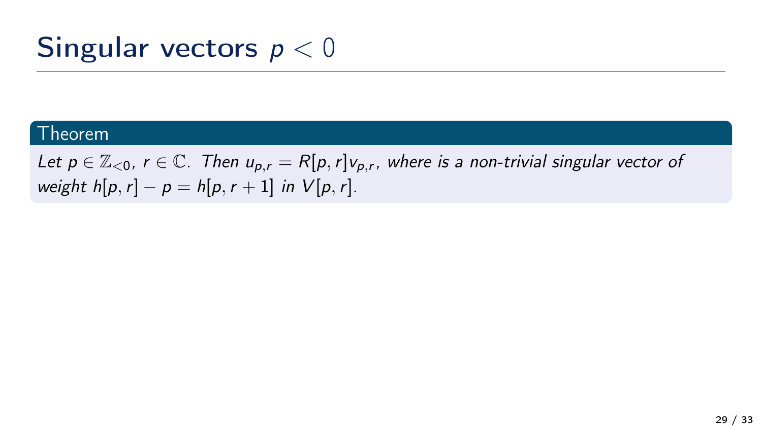# Singular vectors $p < 0$

**Theorem**

*Let $p \in \mathbb{Z}_{<0}$, $r \in \mathbb{C}$. Then $u_{p,r} = R[p,r]v_{p,r}$, where is a non-trivial singular vector of weight $h[p,r] - p = h[p,r+1]$ in $V[p,r]$.*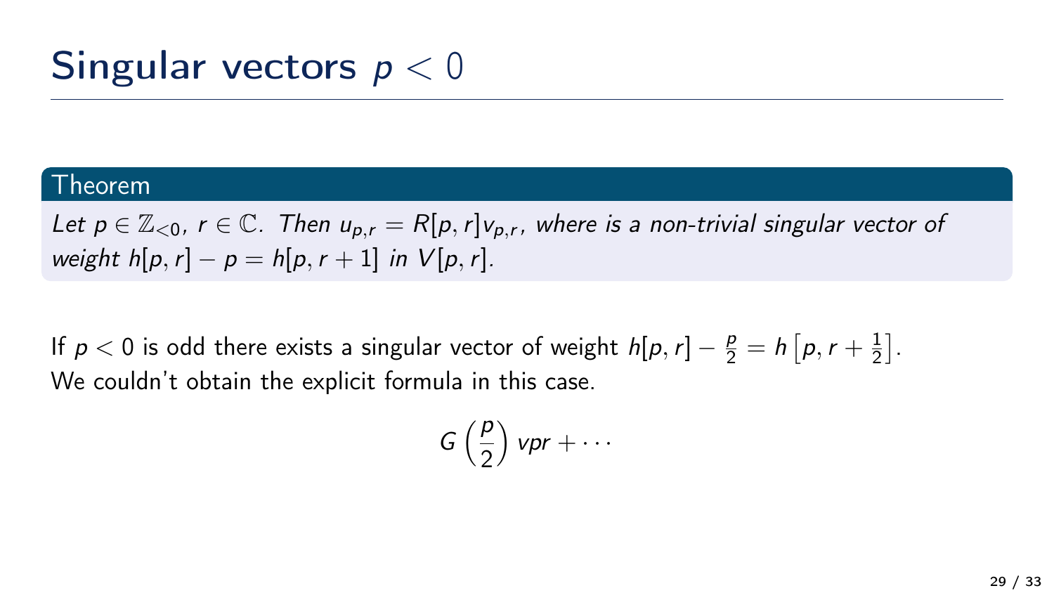# Singular vectors $p < 0$

**Theorem**

*Let $p \in \mathbb{Z}_{<0}$, $r \in \mathbb{C}$. Then $u_{p,r} = R[p,r]v_{p,r}$, where is a non-trivial singular vector of weight $h[p,r] - p = h[p,r+1]$ in $V[p,r]$.*

If $p < 0$ is odd there exists a singular vector of weight $h[p,r] - \frac{p}{2} = h\left[p, r + \frac{1}{2}\right]$.
We couldn't obtain the explicit formula in this case.

$$G\left(\frac{p}{2}\right) vpr + \cdots$$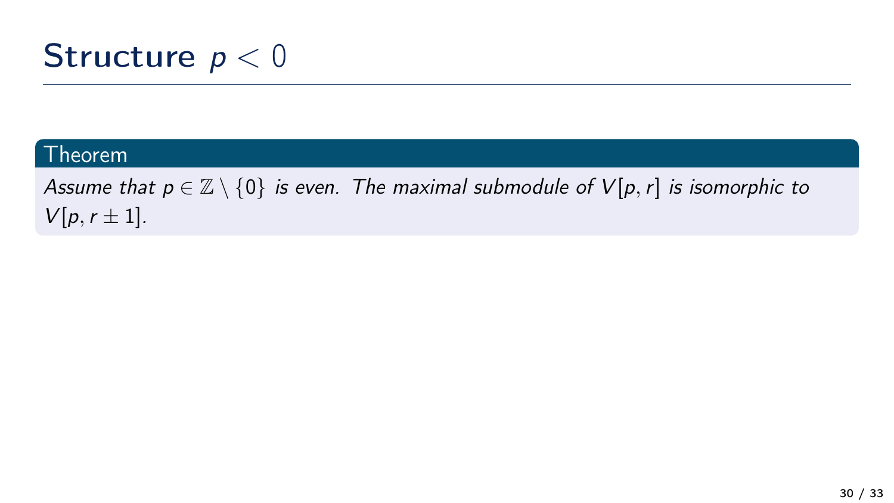# Structure $p < 0$

**Theorem**

*Assume that $p \in \mathbb{Z} \setminus \{0\}$ is even. The maximal submodule of $V[p, r]$ is isomorphic to $V[p, r \pm 1]$.*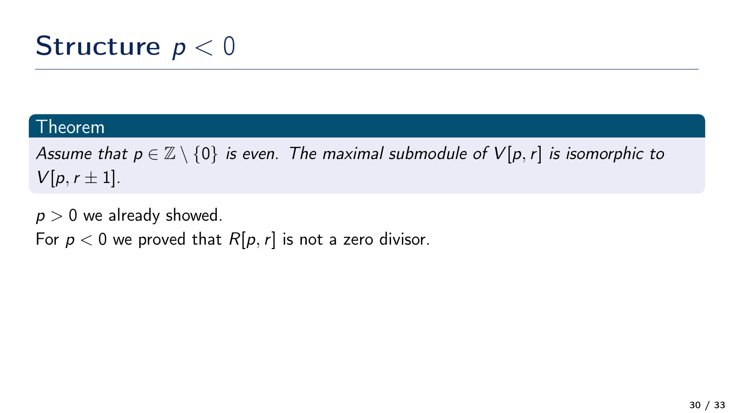# Structure $p < 0$

**Theorem**

*Assume that $p \in \mathbb{Z} \setminus \{0\}$ is even. The maximal submodule of $V[p, r]$ is isomorphic to $V[p, r \pm 1]$.*

$p > 0$ we already showed.

For $p < 0$ we proved that $R[p, r]$ is not a zero divisor.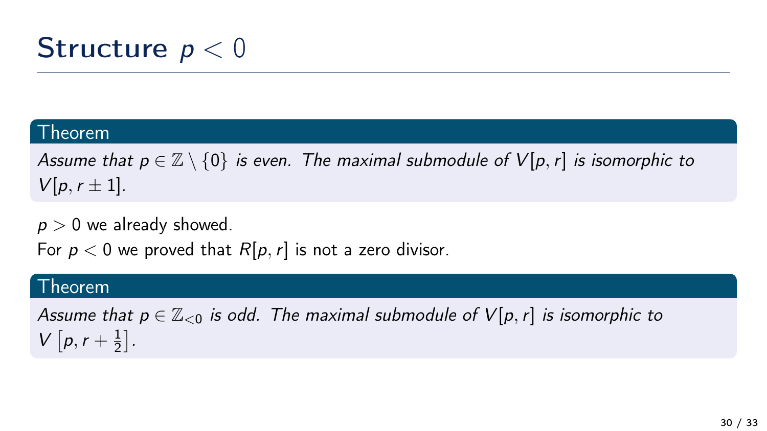# Structure $p < 0$

**Theorem**

*Assume that $p \in \mathbb{Z} \setminus \{0\}$ is even. The maximal submodule of $V[p, r]$ is isomorphic to $V[p, r \pm 1]$.*

$p > 0$ we already showed.

For $p < 0$ we proved that $R[p, r]$ is not a zero divisor.

**Theorem**

*Assume that $p \in \mathbb{Z}_{<0}$ is odd. The maximal submodule of $V[p, r]$ is isomorphic to $V\left[p, r + \frac{1}{2}\right]$.*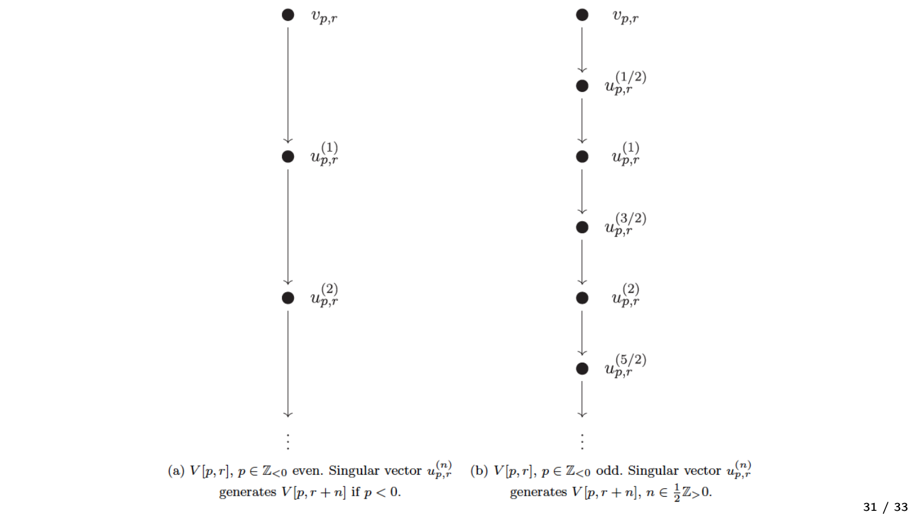$v_{p,r}$

$u_{p,r}^{(1)}$

$u_{p,r}^{(2)}$

⋮

(a) $V[p, r]$, $p \in \mathbb{Z}_{<0}$ even. Singular vector $u_{p,r}^{(n)}$ generates $V[p, r+n]$ if $p < 0$.

$v_{p,r}$

$u_{p,r}^{(1/2)}$

$u_{p,r}^{(1)}$

$u_{p,r}^{(3/2)}$

$u_{p,r}^{(2)}$

$u_{p,r}^{(5/2)}$

⋮

(b) $V[p, r]$, $p \in \mathbb{Z}_{<0}$ odd. Singular vector $u_{p,r}^{(n)}$ generates $V[p, r+n]$, $n \in \frac{1}{2}\mathbb{Z}_{>}0$.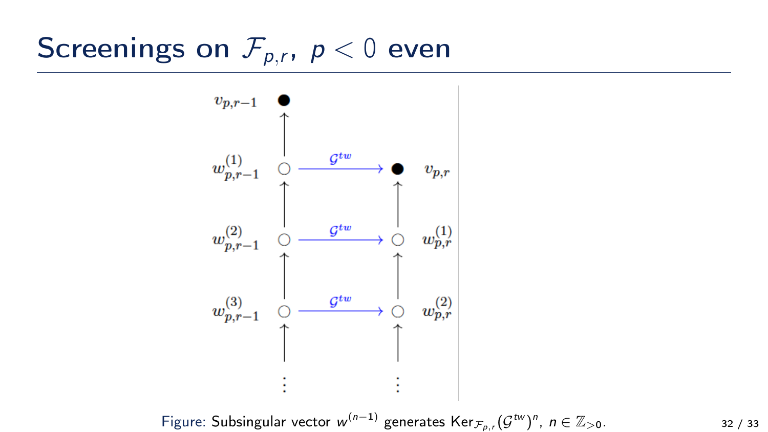# Screenings on $\mathcal{F}_{p,r}$, $p < 0$ even

$v_{p,r-1}$

$w^{(1)}_{p,r-1}$ $\xrightarrow{\mathcal{G}^{tw}}$ $v_{p,r}$

$w^{(2)}_{p,r-1}$ $\xrightarrow{\mathcal{G}^{tw}}$ $w^{(1)}_{p,r}$

$w^{(3)}_{p,r-1}$ $\xrightarrow{\mathcal{G}^{tw}}$ $w^{(2)}_{p,r}$

$\vdots$ $\vdots$

Figure: Subsingular vector $w^{(n-1)}$ generates $\mathrm{Ker}_{\mathcal{F}_{p,r}}(\mathcal{G}^{tw})^n$, $n \in \mathbb{Z}_{>0}$.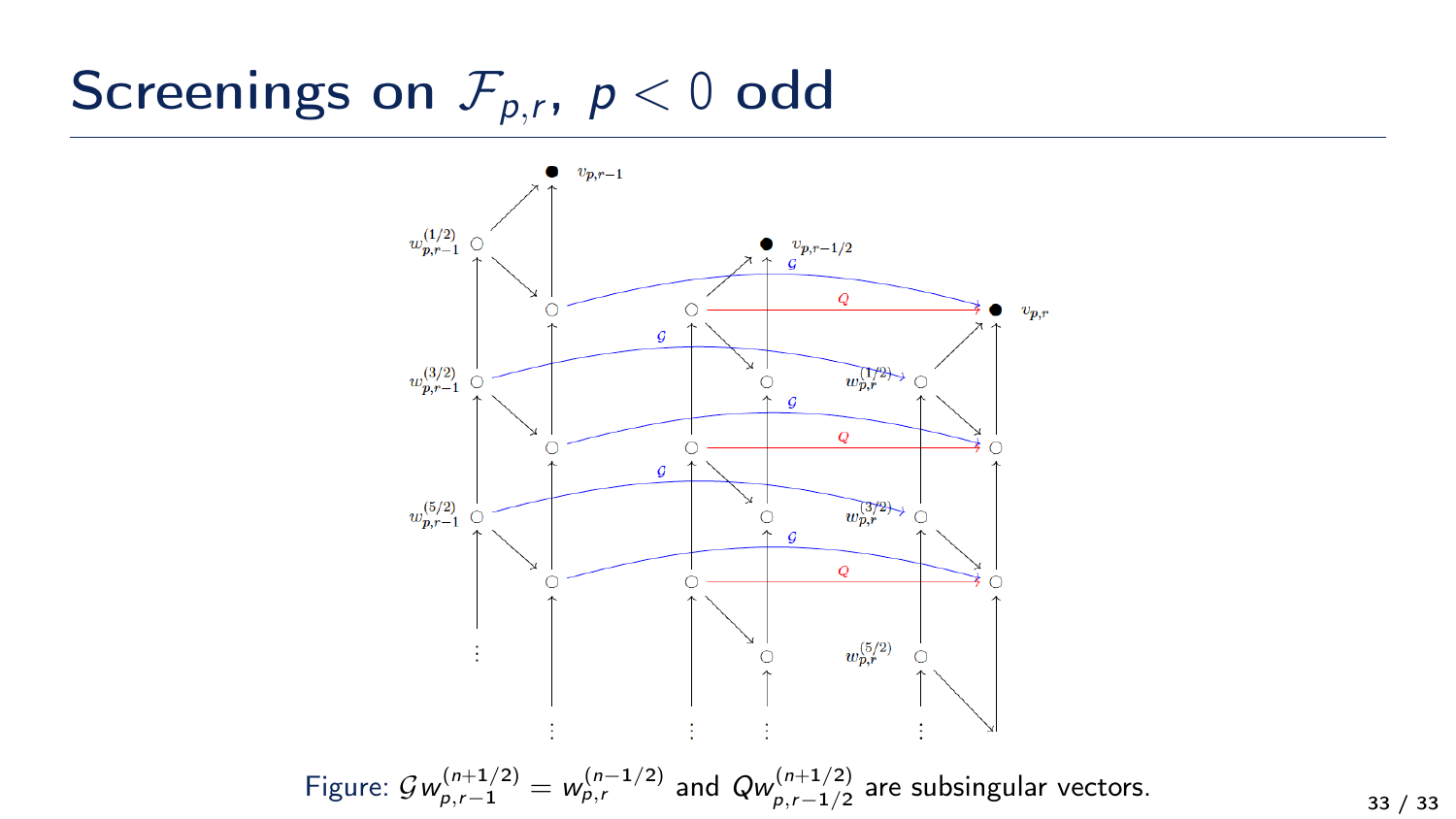# Screenings on $\mathcal{F}_{p,r}$, $p < 0$ odd

$v_{p,r-1}$

$w^{(1/2)}_{p,r-1}$

$v_{p,r-1/2}$

$\mathcal{G}$

$Q$

$v_{p,r}$

$\mathcal{G}$

$w^{(3/2)}_{p,r-1}$

$w^{(1/2)}_{p,r}$

$\mathcal{G}$

$Q$

$\mathcal{G}$

$w^{(5/2)}_{p,r-1}$

$w^{(3/2)}_{p,r}$

$\mathcal{G}$

$Q$

$w^{(5/2)}_{p,r}$

Figure: $\mathcal{G}w^{(n+1/2)}_{p,r-1} = w^{(n-1/2)}_{p,r}$ and $Qw^{(n+1/2)}_{p,r-1/2}$ are subsingular vectors.